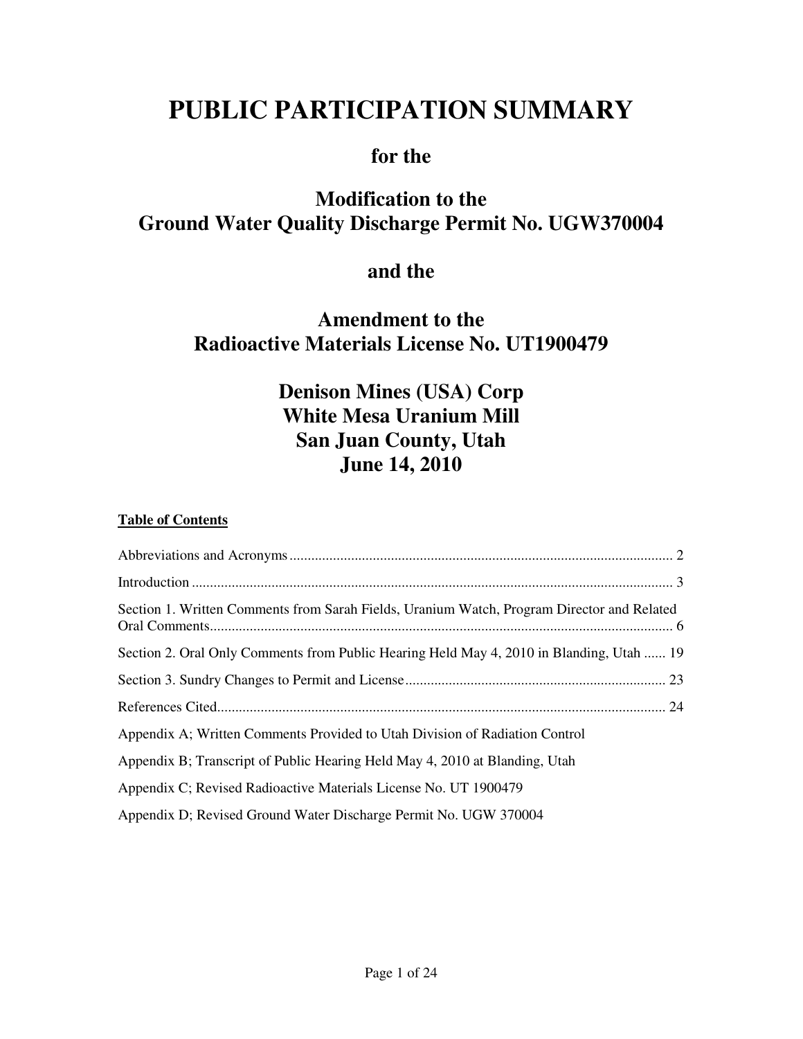# PUBLIC PARTICIPATION SUMMARY

## for the

## Modification to the
## Ground Water Quality Discharge Permit No. UGW370004

## and the

## Amendment to the
## Radioactive Materials License No. UT1900479

## Denison Mines (USA) Corp
## White Mesa Uranium Mill
## San Juan County, Utah
## June 14, 2010

**Table of Contents**

Abbreviations and Acronyms ........................................................................................................ 2

Introduction .................................................................................................................................. 3

Section 1. Written Comments from Sarah Fields, Uranium Watch, Program Director and Related Oral Comments ............................................................................................................................ 6

Section 2. Oral Only Comments from Public Hearing Held May 4, 2010 in Blanding, Utah ...... 19

Section 3. Sundry Changes to Permit and License ...................................................................... 23

References Cited .......................................................................................................................... 24

Appendix A; Written Comments Provided to Utah Division of Radiation Control

Appendix B; Transcript of Public Hearing Held May 4, 2010 at Blanding, Utah

Appendix C; Revised Radioactive Materials License No. UT 1900479

Appendix D; Revised Ground Water Discharge Permit No. UGW 370004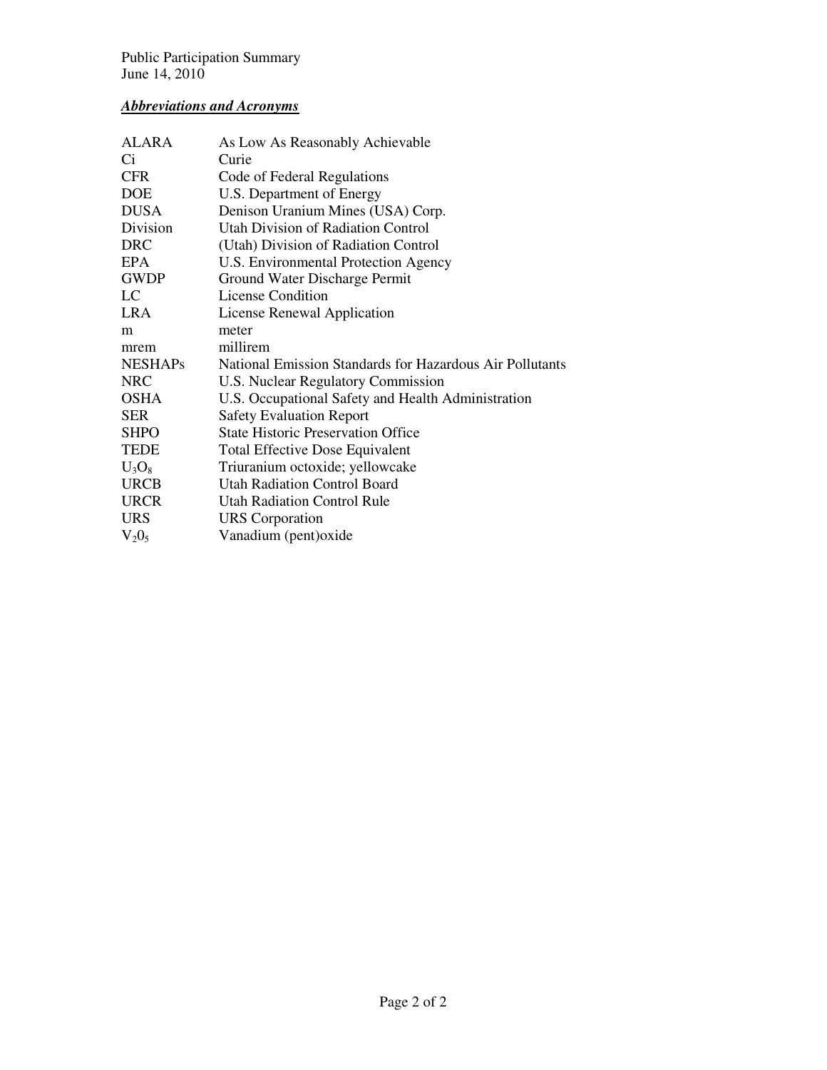***Abbreviations and Acronyms***

| | |
|---|---|
| ALARA | As Low As Reasonably Achievable |
| Ci | Curie |
| CFR | Code of Federal Regulations |
| DOE | U.S. Department of Energy |
| DUSA | Denison Uranium Mines (USA) Corp. |
| Division | Utah Division of Radiation Control |
| DRC | (Utah) Division of Radiation Control |
| EPA | U.S. Environmental Protection Agency |
| GWDP | Ground Water Discharge Permit |
| LC | License Condition |
| LRA | License Renewal Application |
| m | meter |
| mrem | millirem |
| NESHAPs | National Emission Standards for Hazardous Air Pollutants |
| NRC | U.S. Nuclear Regulatory Commission |
| OSHA | U.S. Occupational Safety and Health Administration |
| SER | Safety Evaluation Report |
| SHPO | State Historic Preservation Office |
| TEDE | Total Effective Dose Equivalent |
| $U_3O_8$ | Triuranium octoxide; yellowcake |
| URCB | Utah Radiation Control Board |
| URCR | Utah Radiation Control Rule |
| URS | URS Corporation |
| $V_20_5$ | Vanadium (pent)oxide |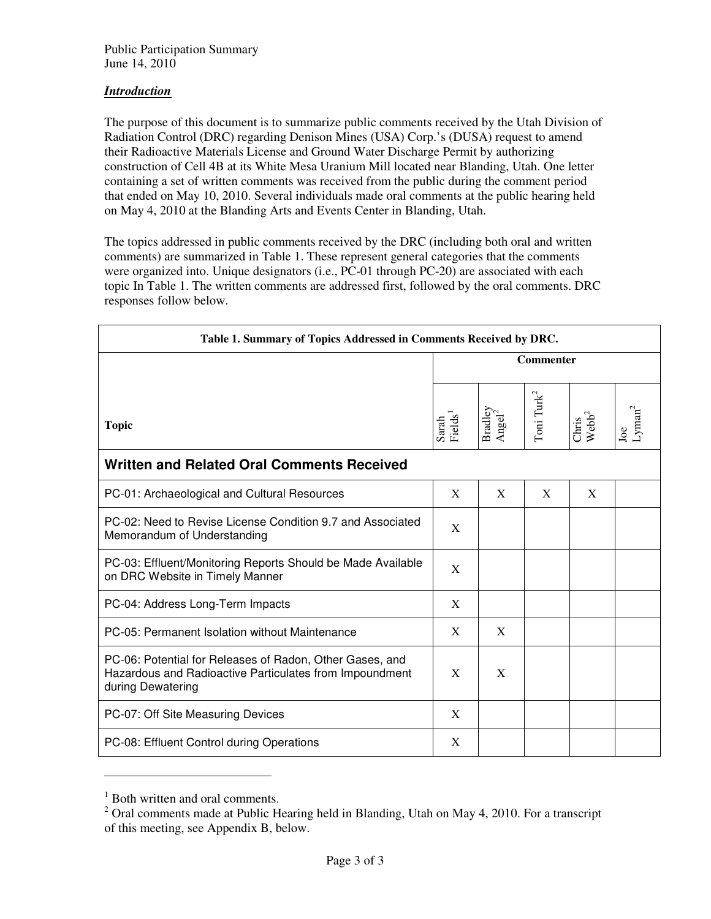Public Participation Summary
June 14, 2010

***Introduction***

The purpose of this document is to summarize public comments received by the Utah Division of Radiation Control (DRC) regarding Denison Mines (USA) Corp.'s (DUSA) request to amend their Radioactive Materials License and Ground Water Discharge Permit by authorizing construction of Cell 4B at its White Mesa Uranium Mill located near Blanding, Utah. One letter containing a set of written comments was received from the public during the comment period that ended on May 10, 2010. Several individuals made oral comments at the public hearing held on May 4, 2010 at the Blanding Arts and Events Center in Blanding, Utah.

The topics addressed in public comments received by the DRC (including both oral and written comments) are summarized in Table 1. These represent general categories that the comments were organized into. Unique designators (i.e., PC-01 through PC-20) are associated with each topic In Table 1. The written comments are addressed first, followed by the oral comments. DRC responses follow below.

**Table 1. Summary of Topics Addressed in Comments Received by DRC.**

| Topic | Commenter | | | | |
|---|---|---|---|---|---|
| | Sarah Fields[1] | Bradley Angel[2] | Toni Turk[2] | Chris Webb[2] | Joe Lyman[2] |
| **Written and Related Oral Comments Received** | | | | | |
| PC-01: Archaeological and Cultural Resources | X | X | X | X | |
| PC-02: Need to Revise License Condition 9.7 and Associated Memorandum of Understanding | X | | | | |
| PC-03: Effluent/Monitoring Reports Should be Made Available on DRC Website in Timely Manner | X | | | | |
| PC-04: Address Long-Term Impacts | X | | | | |
| PC-05: Permanent Isolation without Maintenance | X | X | | | |
| PC-06: Potential for Releases of Radon, Other Gases, and Hazardous and Radioactive Particulates from Impoundment during Dewatering | X | X | | | |
| PC-07: Off Site Measuring Devices | X | | | | |
| PC-08: Effluent Control during Operations | X | | | | |

[1] Both written and oral comments.

[2] Oral comments made at Public Hearing held in Blanding, Utah on May 4, 2010. For a transcript of this meeting, see Appendix B, below.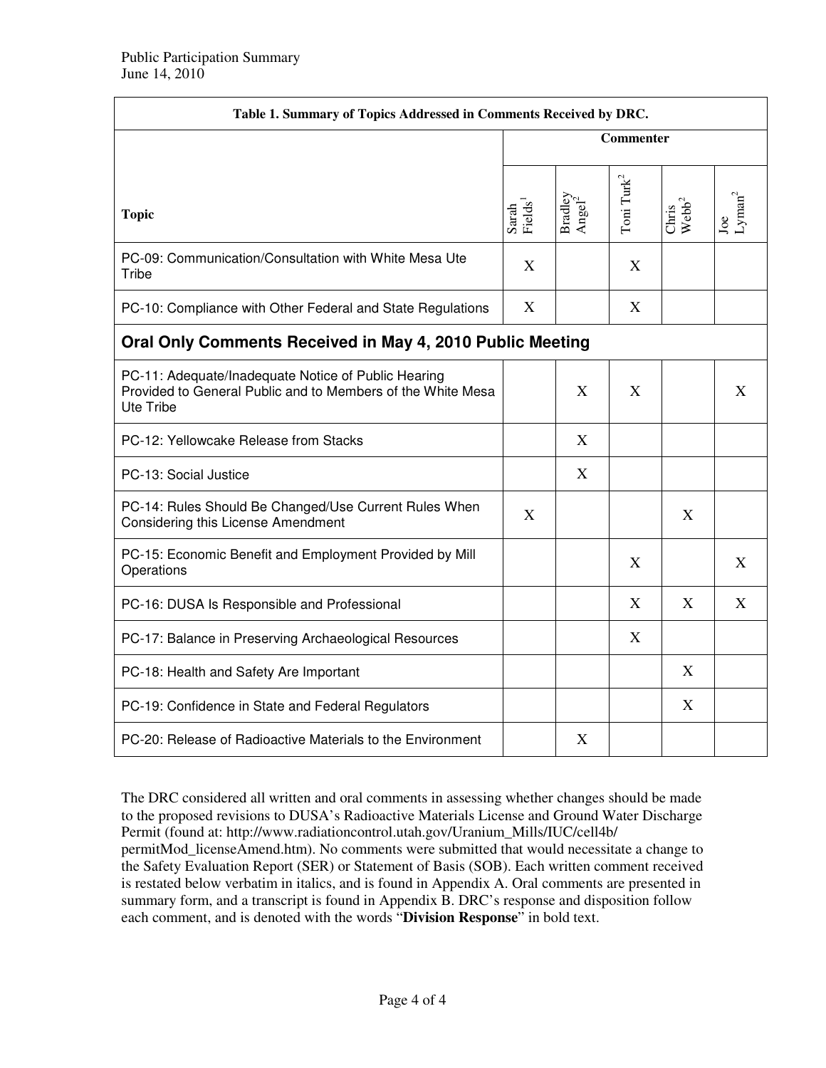| Table 1. Summary of Topics Addressed in Comments Received by DRC. | | | | | |
|---|---|---|---|---|---|
| | Commenter | | | | |
| Topic | Sarah Fields[1] | Bradley Angel[2] | Toni Turk[2] | Chris Webb[2] | Joe Lyman[2] |
| PC-09: Communication/Consultation with White Mesa Ute Tribe | X | | X | | |
| PC-10: Compliance with Other Federal and State Regulations | X | | X | | |
| **Oral Only Comments Received in May 4, 2010 Public Meeting** | | | | | |
| PC-11: Adequate/Inadequate Notice of Public Hearing Provided to General Public and to Members of the White Mesa Ute Tribe | | X | X | | X |
| PC-12: Yellowcake Release from Stacks | | X | | | |
| PC-13: Social Justice | | X | | | |
| PC-14: Rules Should Be Changed/Use Current Rules When Considering this License Amendment | X | | | X | |
| PC-15: Economic Benefit and Employment Provided by Mill Operations | | | X | | X |
| PC-16: DUSA Is Responsible and Professional | | | X | X | X |
| PC-17: Balance in Preserving Archaeological Resources | | | X | | |
| PC-18: Health and Safety Are Important | | | | X | |
| PC-19: Confidence in State and Federal Regulators | | | | X | |
| PC-20: Release of Radioactive Materials to the Environment | | X | | | |

The DRC considered all written and oral comments in assessing whether changes should be made to the proposed revisions to DUSA's Radioactive Materials License and Ground Water Discharge Permit (found at: http://www.radiationcontrol.utah.gov/Uranium_Mills/IUC/cell4b/permitMod_licenseAmend.htm). No comments were submitted that would necessitate a change to the Safety Evaluation Report (SER) or Statement of Basis (SOB). Each written comment received is restated below verbatim in italics, and is found in Appendix A. Oral comments are presented in summary form, and a transcript is found in Appendix B. DRC's response and disposition follow each comment, and is denoted with the words "**Division Response**" in bold text.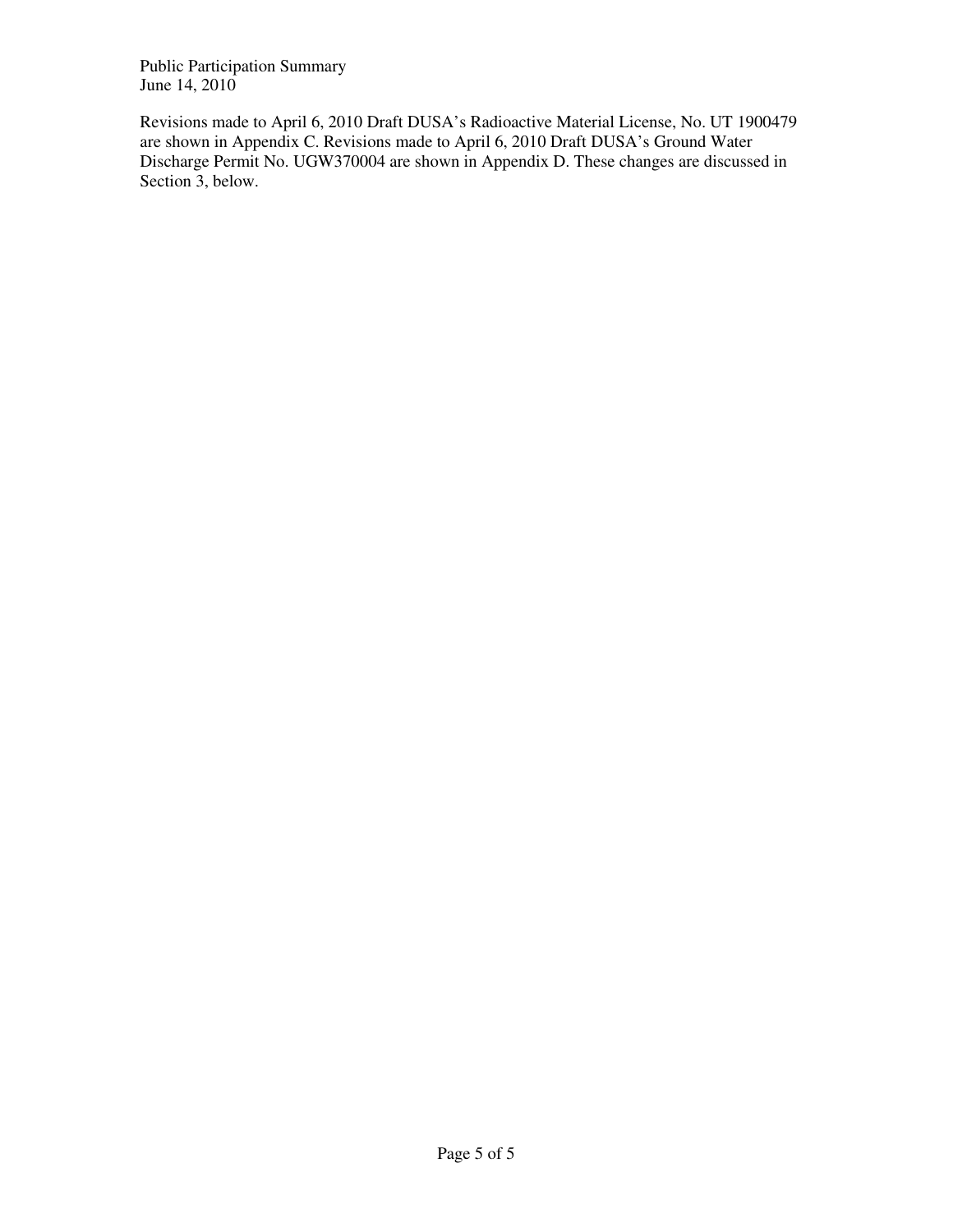Revisions made to April 6, 2010 Draft DUSA's Radioactive Material License, No. UT 1900479 are shown in Appendix C. Revisions made to April 6, 2010 Draft DUSA's Ground Water Discharge Permit No. UGW370004 are shown in Appendix D. These changes are discussed in Section 3, below.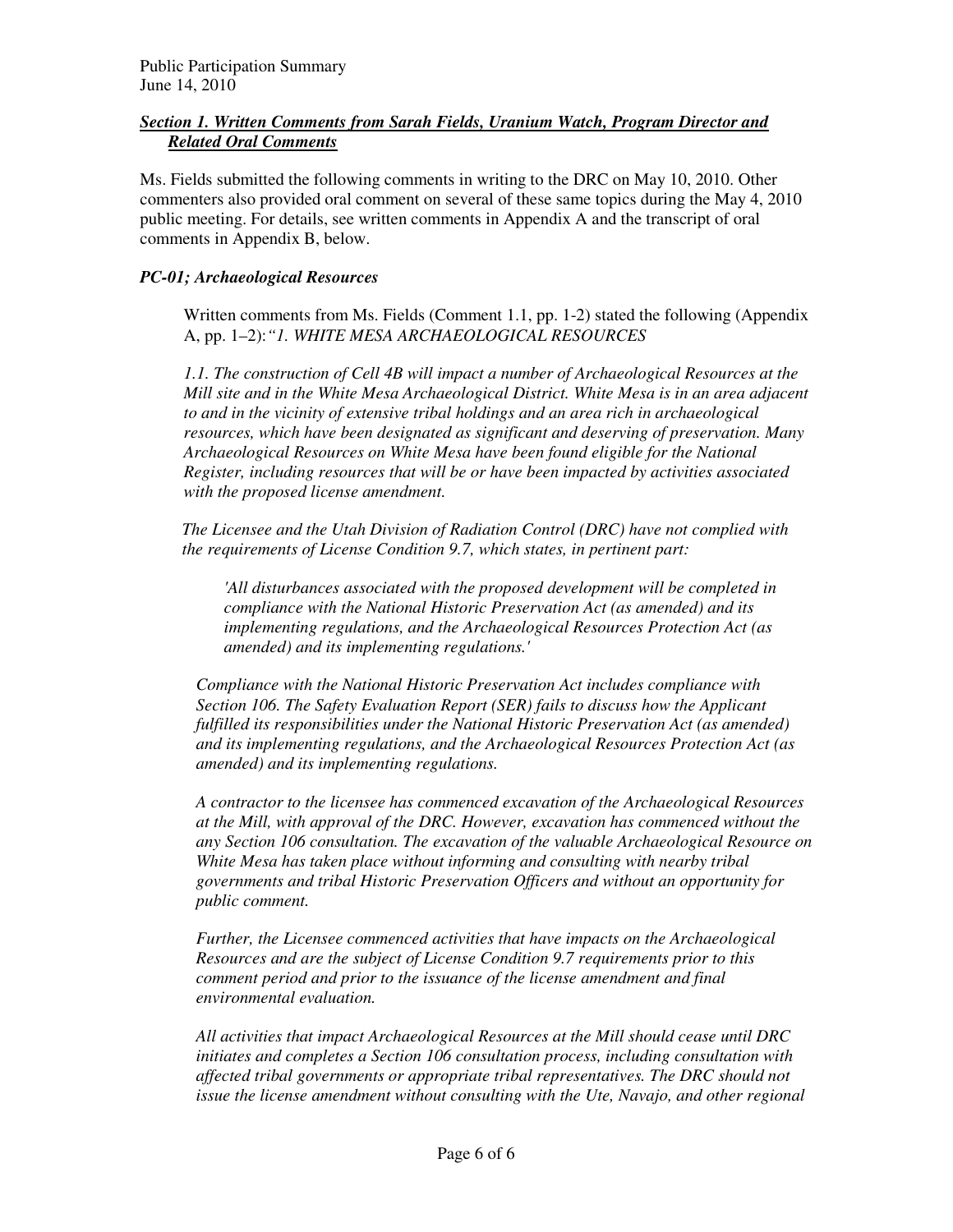## *Section 1. Written Comments from Sarah Fields, Uranium Watch, Program Director and Related Oral Comments*

Ms. Fields submitted the following comments in writing to the DRC on May 10, 2010. Other commenters also provided oral comment on several of these same topics during the May 4, 2010 public meeting. For details, see written comments in Appendix A and the transcript of oral comments in Appendix B, below.

### *PC-01; Archaeological Resources*

> Written comments from Ms. Fields (Comment 1.1, pp. 1-2) stated the following (Appendix A, pp. 1–2): *"1. WHITE MESA ARCHAEOLOGICAL RESOURCES*
>
> *1.1. The construction of Cell 4B will impact a number of Archaeological Resources at the Mill site and in the White Mesa Archaeological District. White Mesa is in an area adjacent to and in the vicinity of extensive tribal holdings and an area rich in archaeological resources, which have been designated as significant and deserving of preservation. Many Archaeological Resources on White Mesa have been found eligible for the National Register, including resources that will be or have been impacted by activities associated with the proposed license amendment.*
>
> *The Licensee and the Utah Division of Radiation Control (DRC) have not complied with the requirements of License Condition 9.7, which states, in pertinent part:*
>
> > *'All disturbances associated with the proposed development will be completed in compliance with the National Historic Preservation Act (as amended) and its implementing regulations, and the Archaeological Resources Protection Act (as amended) and its implementing regulations.'*
>
> *Compliance with the National Historic Preservation Act includes compliance with Section 106. The Safety Evaluation Report (SER) fails to discuss how the Applicant fulfilled its responsibilities under the National Historic Preservation Act (as amended) and its implementing regulations, and the Archaeological Resources Protection Act (as amended) and its implementing regulations.*
>
> *A contractor to the licensee has commenced excavation of the Archaeological Resources at the Mill, with approval of the DRC. However, excavation has commenced without the any Section 106 consultation. The excavation of the valuable Archaeological Resource on White Mesa has taken place without informing and consulting with nearby tribal governments and tribal Historic Preservation Officers and without an opportunity for public comment.*
>
> *Further, the Licensee commenced activities that have impacts on the Archaeological Resources and are the subject of License Condition 9.7 requirements prior to this comment period and prior to the issuance of the license amendment and final environmental evaluation.*
>
> *All activities that impact Archaeological Resources at the Mill should cease until DRC initiates and completes a Section 106 consultation process, including consultation with affected tribal governments or appropriate tribal representatives. The DRC should not issue the license amendment without consulting with the Ute, Navajo, and other regional*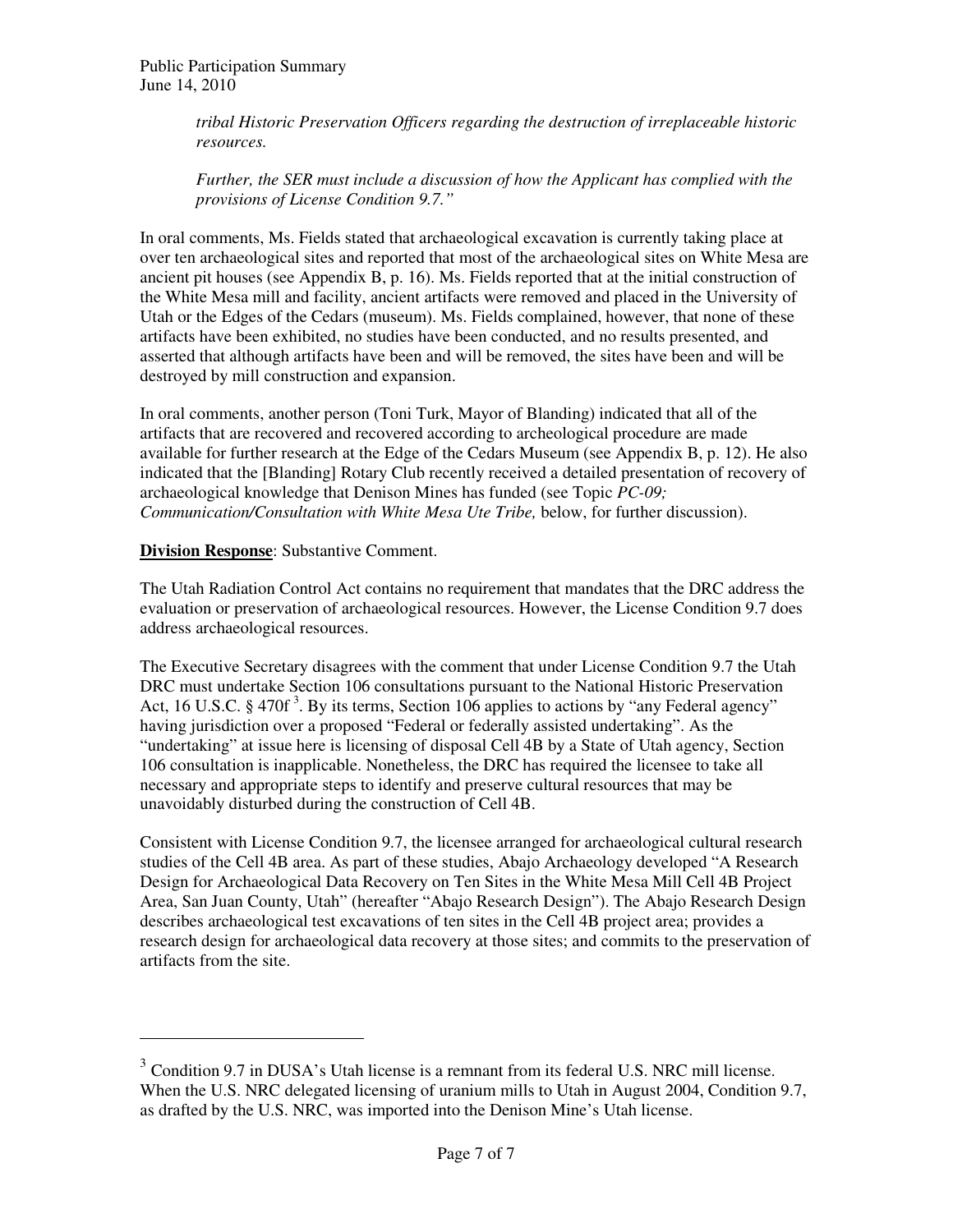*tribal Historic Preservation Officers regarding the destruction of irreplaceable historic resources.*

*Further, the SER must include a discussion of how the Applicant has complied with the provisions of License Condition 9.7."*

In oral comments, Ms. Fields stated that archaeological excavation is currently taking place at over ten archaeological sites and reported that most of the archaeological sites on White Mesa are ancient pit houses (see Appendix B, p. 16). Ms. Fields reported that at the initial construction of the White Mesa mill and facility, ancient artifacts were removed and placed in the University of Utah or the Edges of the Cedars (museum). Ms. Fields complained, however, that none of these artifacts have been exhibited, no studies have been conducted, and no results presented, and asserted that although artifacts have been and will be removed, the sites have been and will be destroyed by mill construction and expansion.

In oral comments, another person (Toni Turk, Mayor of Blanding) indicated that all of the artifacts that are recovered and recovered according to archeological procedure are made available for further research at the Edge of the Cedars Museum (see Appendix B, p. 12). He also indicated that the [Blanding] Rotary Club recently received a detailed presentation of recovery of archaeological knowledge that Denison Mines has funded (see Topic *PC-09; Communication/Consultation with White Mesa Ute Tribe,* below, for further discussion).

**Division Response**: Substantive Comment.

The Utah Radiation Control Act contains no requirement that mandates that the DRC address the evaluation or preservation of archaeological resources. However, the License Condition 9.7 does address archaeological resources.

The Executive Secretary disagrees with the comment that under License Condition 9.7 the Utah DRC must undertake Section 106 consultations pursuant to the National Historic Preservation Act, 16 U.S.C. § 470f [3]. By its terms, Section 106 applies to actions by "any Federal agency" having jurisdiction over a proposed "Federal or federally assisted undertaking". As the "undertaking" at issue here is licensing of disposal Cell 4B by a State of Utah agency, Section 106 consultation is inapplicable. Nonetheless, the DRC has required the licensee to take all necessary and appropriate steps to identify and preserve cultural resources that may be unavoidably disturbed during the construction of Cell 4B.

Consistent with License Condition 9.7, the licensee arranged for archaeological cultural research studies of the Cell 4B area. As part of these studies, Abajo Archaeology developed "A Research Design for Archaeological Data Recovery on Ten Sites in the White Mesa Mill Cell 4B Project Area, San Juan County, Utah" (hereafter "Abajo Research Design"). The Abajo Research Design describes archaeological test excavations of ten sites in the Cell 4B project area; provides a research design for archaeological data recovery at those sites; and commits to the preservation of artifacts from the site.

---

[3] Condition 9.7 in DUSA's Utah license is a remnant from its federal U.S. NRC mill license. When the U.S. NRC delegated licensing of uranium mills to Utah in August 2004, Condition 9.7, as drafted by the U.S. NRC, was imported into the Denison Mine's Utah license.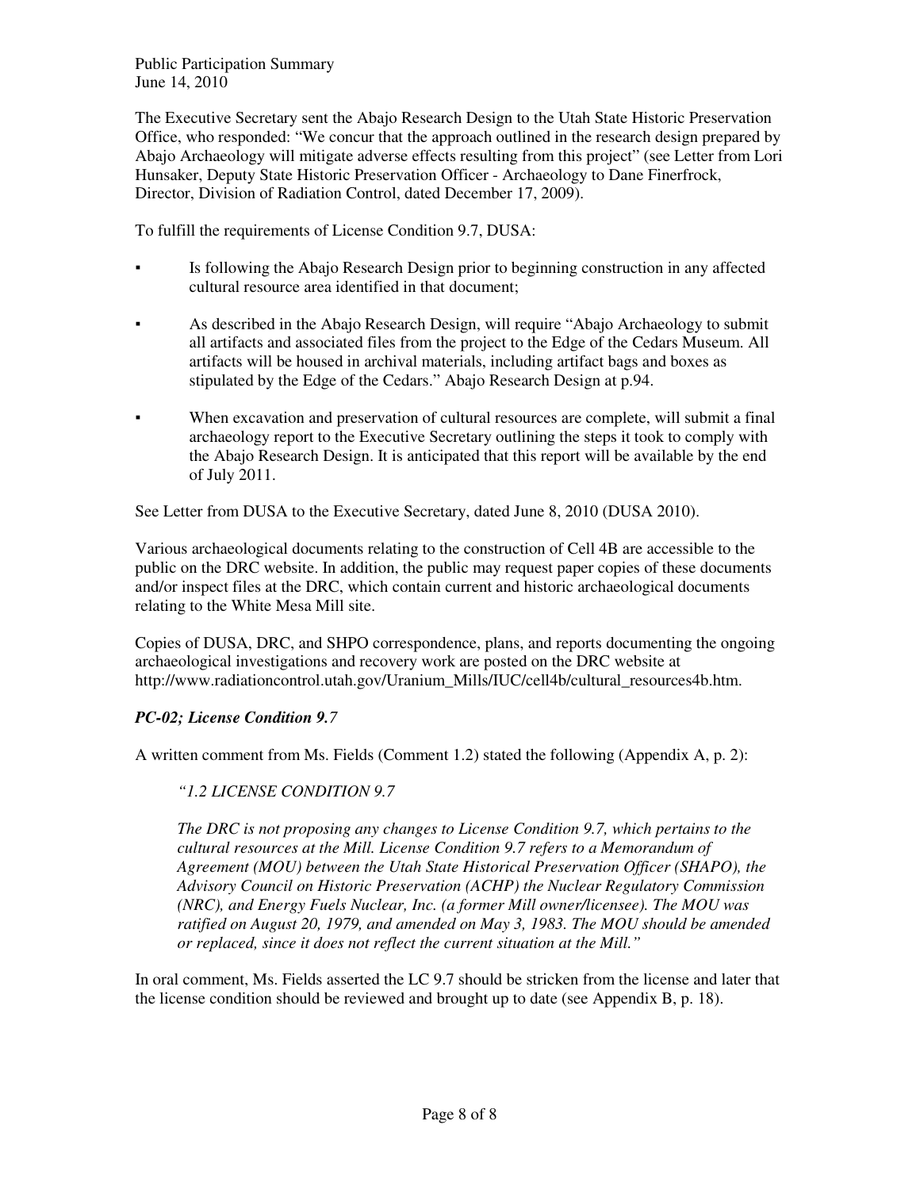The Executive Secretary sent the Abajo Research Design to the Utah State Historic Preservation Office, who responded: "We concur that the approach outlined in the research design prepared by Abajo Archaeology will mitigate adverse effects resulting from this project" (see Letter from Lori Hunsaker, Deputy State Historic Preservation Officer - Archaeology to Dane Finerfrock, Director, Division of Radiation Control, dated December 17, 2009).

To fulfill the requirements of License Condition 9.7, DUSA:

- Is following the Abajo Research Design prior to beginning construction in any affected cultural resource area identified in that document;
- As described in the Abajo Research Design, will require "Abajo Archaeology to submit all artifacts and associated files from the project to the Edge of the Cedars Museum. All artifacts will be housed in archival materials, including artifact bags and boxes as stipulated by the Edge of the Cedars." Abajo Research Design at p.94.
- When excavation and preservation of cultural resources are complete, will submit a final archaeology report to the Executive Secretary outlining the steps it took to comply with the Abajo Research Design. It is anticipated that this report will be available by the end of July 2011.

See Letter from DUSA to the Executive Secretary, dated June 8, 2010 (DUSA 2010).

Various archaeological documents relating to the construction of Cell 4B are accessible to the public on the DRC website. In addition, the public may request paper copies of these documents and/or inspect files at the DRC, which contain current and historic archaeological documents relating to the White Mesa Mill site.

Copies of DUSA, DRC, and SHPO correspondence, plans, and reports documenting the ongoing archaeological investigations and recovery work are posted on the DRC website at http://www.radiationcontrol.utah.gov/Uranium_Mills/IUC/cell4b/cultural_resources4b.htm.

### *PC-02; License Condition 9.7*

A written comment from Ms. Fields (Comment 1.2) stated the following (Appendix A, p. 2):

> *"1.2 LICENSE CONDITION 9.7*
>
> *The DRC is not proposing any changes to License Condition 9.7, which pertains to the cultural resources at the Mill. License Condition 9.7 refers to a Memorandum of Agreement (MOU) between the Utah State Historical Preservation Officer (SHAPO), the Advisory Council on Historic Preservation (ACHP) the Nuclear Regulatory Commission (NRC), and Energy Fuels Nuclear, Inc. (a former Mill owner/licensee). The MOU was ratified on August 20, 1979, and amended on May 3, 1983. The MOU should be amended or replaced, since it does not reflect the current situation at the Mill."*

In oral comment, Ms. Fields asserted the LC 9.7 should be stricken from the license and later that the license condition should be reviewed and brought up to date (see Appendix B, p. 18).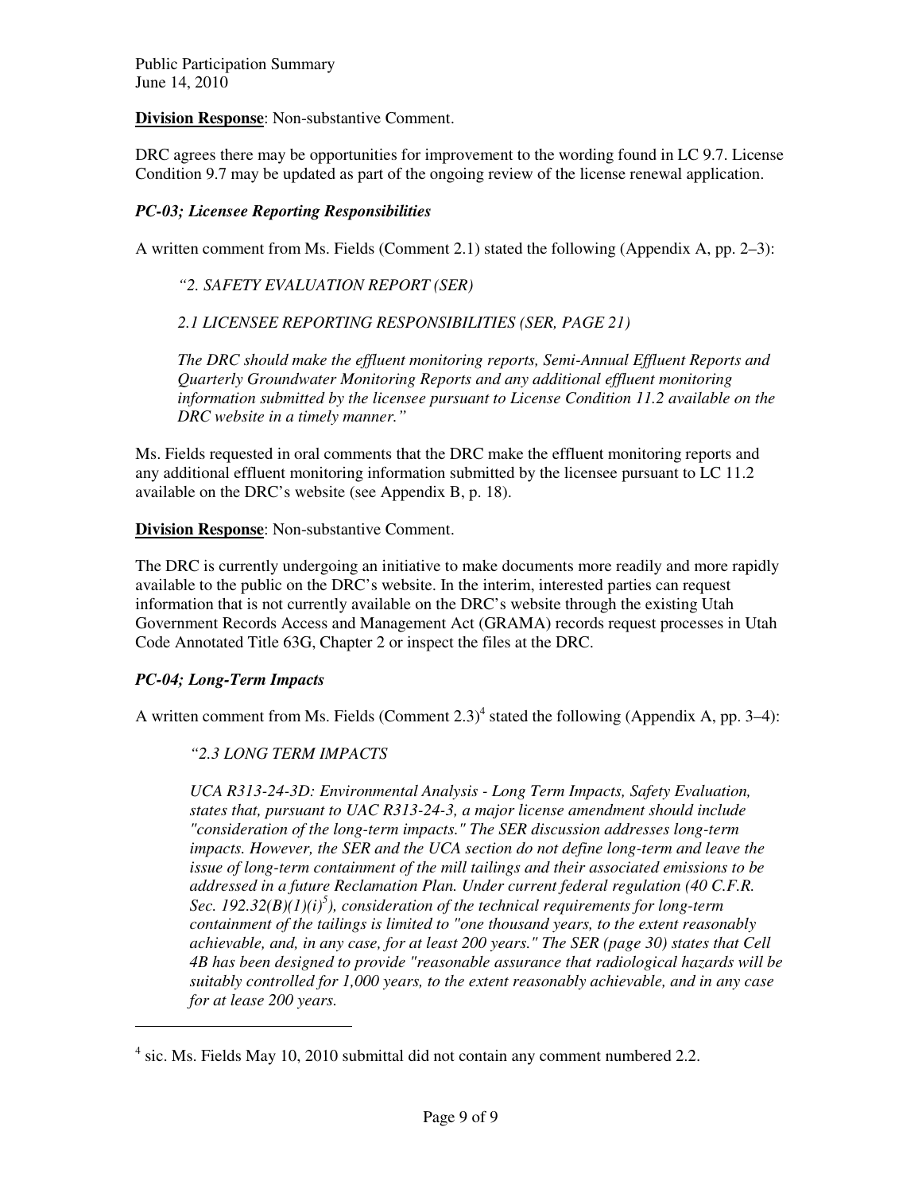**Division Response**: Non-substantive Comment.

DRC agrees there may be opportunities for improvement to the wording found in LC 9.7. License Condition 9.7 may be updated as part of the ongoing review of the license renewal application.

### *PC-03; Licensee Reporting Responsibilities*

A written comment from Ms. Fields (Comment 2.1) stated the following (Appendix A, pp. 2–3):

> *"2. SAFETY EVALUATION REPORT (SER)*
>
> *2.1 LICENSEE REPORTING RESPONSIBILITIES (SER, PAGE 21)*
>
> *The DRC should make the effluent monitoring reports, Semi-Annual Effluent Reports and Quarterly Groundwater Monitoring Reports and any additional effluent monitoring information submitted by the licensee pursuant to License Condition 11.2 available on the DRC website in a timely manner."*

Ms. Fields requested in oral comments that the DRC make the effluent monitoring reports and any additional effluent monitoring information submitted by the licensee pursuant to LC 11.2 available on the DRC's website (see Appendix B, p. 18).

**Division Response**: Non-substantive Comment.

The DRC is currently undergoing an initiative to make documents more readily and more rapidly available to the public on the DRC's website. In the interim, interested parties can request information that is not currently available on the DRC's website through the existing Utah Government Records Access and Management Act (GRAMA) records request processes in Utah Code Annotated Title 63G, Chapter 2 or inspect the files at the DRC.

### *PC-04; Long-Term Impacts*

A written comment from Ms. Fields (Comment 2.3)[4] stated the following (Appendix A, pp. 3–4):

> *"2.3 LONG TERM IMPACTS*
>
> *UCA R313-24-3D: Environmental Analysis - Long Term Impacts, Safety Evaluation, states that, pursuant to UAC R313-24-3, a major license amendment should include "consideration of the long-term impacts." The SER discussion addresses long-term impacts. However, the SER and the UCA section do not define long-term and leave the issue of long-term containment of the mill tailings and their associated emissions to be addressed in a future Reclamation Plan. Under current federal regulation (40 C.F.R. Sec. 192.32(B)(1)(i)[5]), consideration of the technical requirements for long-term containment of the tailings is limited to "one thousand years, to the extent reasonably achievable, and, in any case, for at least 200 years." The SER (page 30) states that Cell 4B has been designed to provide "reasonable assurance that radiological hazards will be suitably controlled for 1,000 years, to the extent reasonably achievable, and in any case for at lease 200 years.*

---

[4] sic. Ms. Fields May 10, 2010 submittal did not contain any comment numbered 2.2.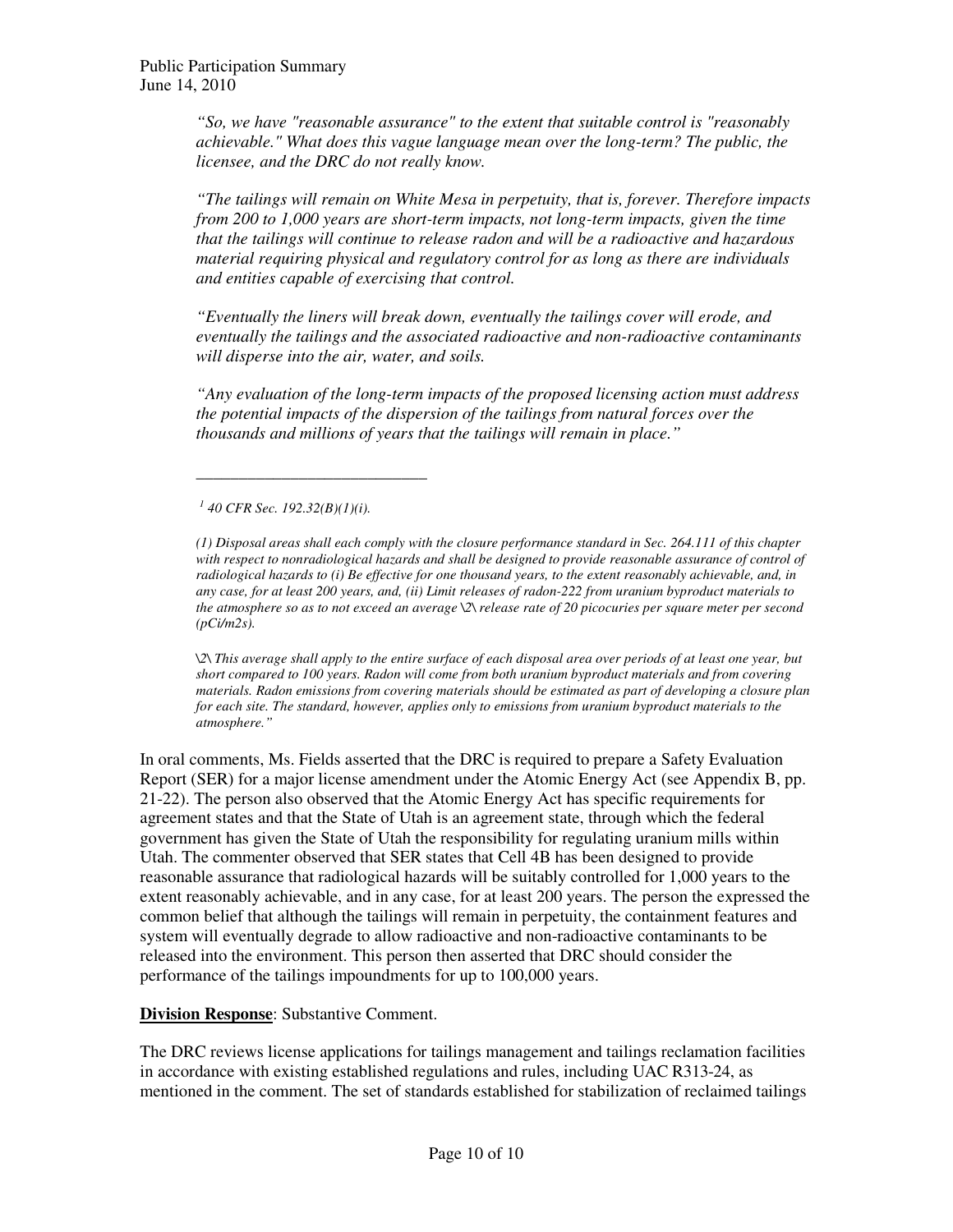*"So, we have "reasonable assurance" to the extent that suitable control is "reasonably achievable." What does this vague language mean over the long-term? The public, the licensee, and the DRC do not really know.*

*"The tailings will remain on White Mesa in perpetuity, that is, forever. Therefore impacts from 200 to 1,000 years are short-term impacts, not long-term impacts, given the time that the tailings will continue to release radon and will be a radioactive and hazardous material requiring physical and regulatory control for as long as there are individuals and entities capable of exercising that control.*

*"Eventually the liners will break down, eventually the tailings cover will erode, and eventually the tailings and the associated radioactive and non-radioactive contaminants will disperse into the air, water, and soils.*

*"Any evaluation of the long-term impacts of the proposed licensing action must address the potential impacts of the dispersion of the tailings from natural forces over the thousands and millions of years that the tailings will remain in place."*

---

*[1] 40 CFR Sec. 192.32(B)(1)(i).*

*(1) Disposal areas shall each comply with the closure performance standard in Sec. 264.111 of this chapter with respect to nonradiological hazards and shall be designed to provide reasonable assurance of control of radiological hazards to (i) Be effective for one thousand years, to the extent reasonably achievable, and, in any case, for at least 200 years, and, (ii) Limit releases of radon-222 from uranium byproduct materials to the atmosphere so as to not exceed an average \2\ release rate of 20 picocuries per square meter per second (pCi/m2s).*

*\2\ This average shall apply to the entire surface of each disposal area over periods of at least one year, but short compared to 100 years. Radon will come from both uranium byproduct materials and from covering materials. Radon emissions from covering materials should be estimated as part of developing a closure plan for each site. The standard, however, applies only to emissions from uranium byproduct materials to the atmosphere."*

In oral comments, Ms. Fields asserted that the DRC is required to prepare a Safety Evaluation Report (SER) for a major license amendment under the Atomic Energy Act (see Appendix B, pp. 21-22). The person also observed that the Atomic Energy Act has specific requirements for agreement states and that the State of Utah is an agreement state, through which the federal government has given the State of Utah the responsibility for regulating uranium mills within Utah. The commenter observed that SER states that Cell 4B has been designed to provide reasonable assurance that radiological hazards will be suitably controlled for 1,000 years to the extent reasonably achievable, and in any case, for at least 200 years. The person the expressed the common belief that although the tailings will remain in perpetuity, the containment features and system will eventually degrade to allow radioactive and non-radioactive contaminants to be released into the environment. This person then asserted that DRC should consider the performance of the tailings impoundments for up to 100,000 years.

**Division Response**: Substantive Comment.

The DRC reviews license applications for tailings management and tailings reclamation facilities in accordance with existing established regulations and rules, including UAC R313-24, as mentioned in the comment. The set of standards established for stabilization of reclaimed tailings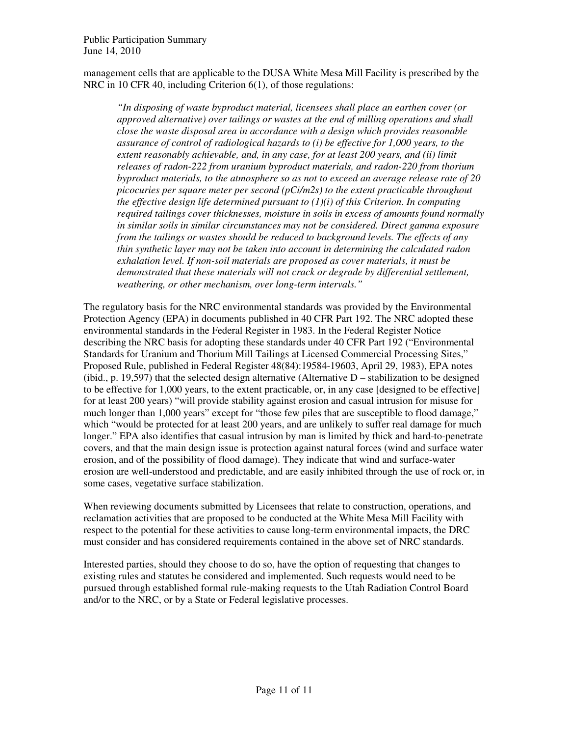management cells that are applicable to the DUSA White Mesa Mill Facility is prescribed by the NRC in 10 CFR 40, including Criterion 6(1), of those regulations:

> *"In disposing of waste byproduct material, licensees shall place an earthen cover (or approved alternative) over tailings or wastes at the end of milling operations and shall close the waste disposal area in accordance with a design which provides reasonable assurance of control of radiological hazards to (i) be effective for 1,000 years, to the extent reasonably achievable, and, in any case, for at least 200 years, and (ii) limit releases of radon-222 from uranium byproduct materials, and radon-220 from thorium byproduct materials, to the atmosphere so as not to exceed an average release rate of 20 picocuries per square meter per second (pCi/m2s) to the extent practicable throughout the effective design life determined pursuant to (1)(i) of this Criterion. In computing required tailings cover thicknesses, moisture in soils in excess of amounts found normally in similar soils in similar circumstances may not be considered. Direct gamma exposure from the tailings or wastes should be reduced to background levels. The effects of any thin synthetic layer may not be taken into account in determining the calculated radon exhalation level. If non-soil materials are proposed as cover materials, it must be demonstrated that these materials will not crack or degrade by differential settlement, weathering, or other mechanism, over long-term intervals."*

The regulatory basis for the NRC environmental standards was provided by the Environmental Protection Agency (EPA) in documents published in 40 CFR Part 192. The NRC adopted these environmental standards in the Federal Register in 1983. In the Federal Register Notice describing the NRC basis for adopting these standards under 40 CFR Part 192 ("Environmental Standards for Uranium and Thorium Mill Tailings at Licensed Commercial Processing Sites," Proposed Rule, published in Federal Register 48(84):19584-19603, April 29, 1983), EPA notes (ibid., p. 19,597) that the selected design alternative (Alternative D – stabilization to be designed to be effective for 1,000 years, to the extent practicable, or, in any case [designed to be effective] for at least 200 years) "will provide stability against erosion and casual intrusion for misuse for much longer than 1,000 years" except for "those few piles that are susceptible to flood damage," which "would be protected for at least 200 years, and are unlikely to suffer real damage for much longer." EPA also identifies that casual intrusion by man is limited by thick and hard-to-penetrate covers, and that the main design issue is protection against natural forces (wind and surface water erosion, and of the possibility of flood damage). They indicate that wind and surface-water erosion are well-understood and predictable, and are easily inhibited through the use of rock or, in some cases, vegetative surface stabilization.

When reviewing documents submitted by Licensees that relate to construction, operations, and reclamation activities that are proposed to be conducted at the White Mesa Mill Facility with respect to the potential for these activities to cause long-term environmental impacts, the DRC must consider and has considered requirements contained in the above set of NRC standards.

Interested parties, should they choose to do so, have the option of requesting that changes to existing rules and statutes be considered and implemented. Such requests would need to be pursued through established formal rule-making requests to the Utah Radiation Control Board and/or to the NRC, or by a State or Federal legislative processes.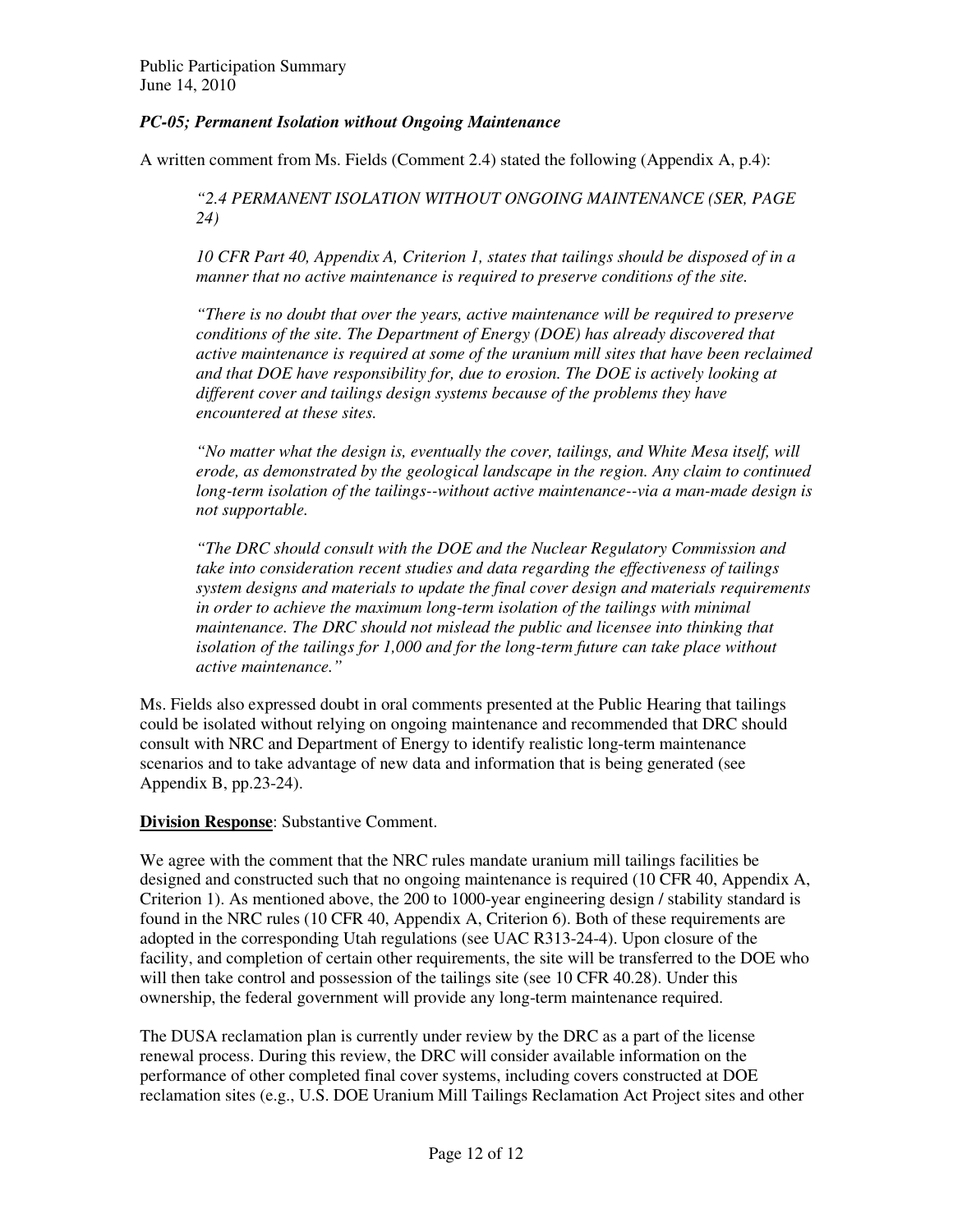### *PC-05; Permanent Isolation without Ongoing Maintenance*

A written comment from Ms. Fields (Comment 2.4) stated the following (Appendix A, p.4):

> *"2.4 PERMANENT ISOLATION WITHOUT ONGOING MAINTENANCE (SER, PAGE 24)*
>
> *10 CFR Part 40, Appendix A, Criterion 1, states that tailings should be disposed of in a manner that no active maintenance is required to preserve conditions of the site.*
>
> *"There is no doubt that over the years, active maintenance will be required to preserve conditions of the site. The Department of Energy (DOE) has already discovered that active maintenance is required at some of the uranium mill sites that have been reclaimed and that DOE have responsibility for, due to erosion. The DOE is actively looking at different cover and tailings design systems because of the problems they have encountered at these sites.*
>
> *"No matter what the design is, eventually the cover, tailings, and White Mesa itself, will erode, as demonstrated by the geological landscape in the region. Any claim to continued long-term isolation of the tailings--without active maintenance--via a man-made design is not supportable.*
>
> *"The DRC should consult with the DOE and the Nuclear Regulatory Commission and take into consideration recent studies and data regarding the effectiveness of tailings system designs and materials to update the final cover design and materials requirements in order to achieve the maximum long-term isolation of the tailings with minimal maintenance. The DRC should not mislead the public and licensee into thinking that isolation of the tailings for 1,000 and for the long-term future can take place without active maintenance."*

Ms. Fields also expressed doubt in oral comments presented at the Public Hearing that tailings could be isolated without relying on ongoing maintenance and recommended that DRC should consult with NRC and Department of Energy to identify realistic long-term maintenance scenarios and to take advantage of new data and information that is being generated (see Appendix B, pp.23-24).

**Division Response**: Substantive Comment.

We agree with the comment that the NRC rules mandate uranium mill tailings facilities be designed and constructed such that no ongoing maintenance is required (10 CFR 40, Appendix A, Criterion 1). As mentioned above, the 200 to 1000-year engineering design / stability standard is found in the NRC rules (10 CFR 40, Appendix A, Criterion 6). Both of these requirements are adopted in the corresponding Utah regulations (see UAC R313-24-4). Upon closure of the facility, and completion of certain other requirements, the site will be transferred to the DOE who will then take control and possession of the tailings site (see 10 CFR 40.28). Under this ownership, the federal government will provide any long-term maintenance required.

The DUSA reclamation plan is currently under review by the DRC as a part of the license renewal process. During this review, the DRC will consider available information on the performance of other completed final cover systems, including covers constructed at DOE reclamation sites (e.g., U.S. DOE Uranium Mill Tailings Reclamation Act Project sites and other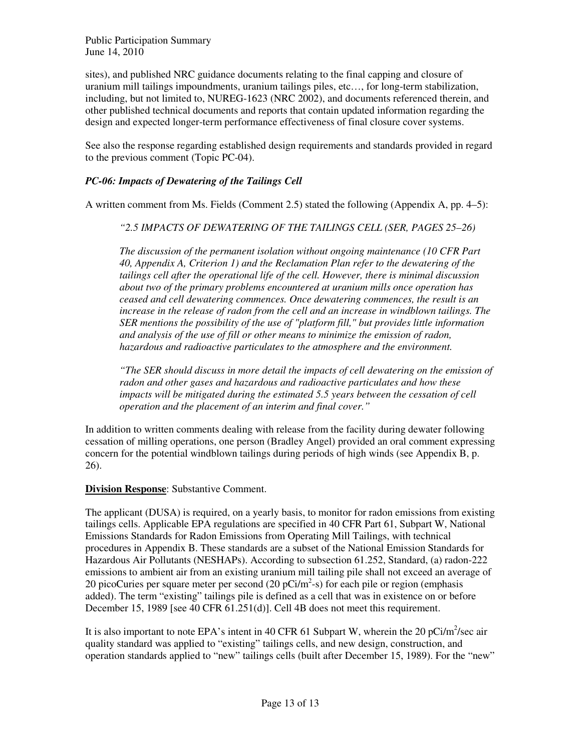sites), and published NRC guidance documents relating to the final capping and closure of uranium mill tailings impoundments, uranium tailings piles, etc…, for long-term stabilization, including, but not limited to, NUREG-1623 (NRC 2002), and documents referenced therein, and other published technical documents and reports that contain updated information regarding the design and expected longer-term performance effectiveness of final closure cover systems.

See also the response regarding established design requirements and standards provided in regard to the previous comment (Topic PC-04).

### *PC-06: Impacts of Dewatering of the Tailings Cell*

A written comment from Ms. Fields (Comment 2.5) stated the following (Appendix A, pp. 4–5):

> *"2.5 IMPACTS OF DEWATERING OF THE TAILINGS CELL (SER, PAGES 25–26)*
>
> *The discussion of the permanent isolation without ongoing maintenance (10 CFR Part 40, Appendix A, Criterion 1) and the Reclamation Plan refer to the dewatering of the tailings cell after the operational life of the cell. However, there is minimal discussion about two of the primary problems encountered at uranium mills once operation has ceased and cell dewatering commences. Once dewatering commences, the result is an increase in the release of radon from the cell and an increase in windblown tailings. The SER mentions the possibility of the use of "platform fill," but provides little information and analysis of the use of fill or other means to minimize the emission of radon, hazardous and radioactive particulates to the atmosphere and the environment.*
>
> *"The SER should discuss in more detail the impacts of cell dewatering on the emission of radon and other gases and hazardous and radioactive particulates and how these impacts will be mitigated during the estimated 5.5 years between the cessation of cell operation and the placement of an interim and final cover."*

In addition to written comments dealing with release from the facility during dewater following cessation of milling operations, one person (Bradley Angel) provided an oral comment expressing concern for the potential windblown tailings during periods of high winds (see Appendix B, p. 26).

**Division Response**: Substantive Comment.

The applicant (DUSA) is required, on a yearly basis, to monitor for radon emissions from existing tailings cells. Applicable EPA regulations are specified in 40 CFR Part 61, Subpart W, National Emissions Standards for Radon Emissions from Operating Mill Tailings, with technical procedures in Appendix B. These standards are a subset of the National Emission Standards for Hazardous Air Pollutants (NESHAPs). According to subsection 61.252, Standard, (a) radon-222 emissions to ambient air from an existing uranium mill tailing pile shall not exceed an average of 20 picoCuries per square meter per second (20 $pCi/m^2$-s) for each pile or region (emphasis added). The term "existing" tailings pile is defined as a cell that was in existence on or before December 15, 1989 [see 40 CFR 61.251(d)]. Cell 4B does not meet this requirement.

It is also important to note EPA's intent in 40 CFR 61 Subpart W, wherein the 20 $pCi/m^2$/sec air quality standard was applied to "existing" tailings cells, and new design, construction, and operation standards applied to "new" tailings cells (built after December 15, 1989). For the "new"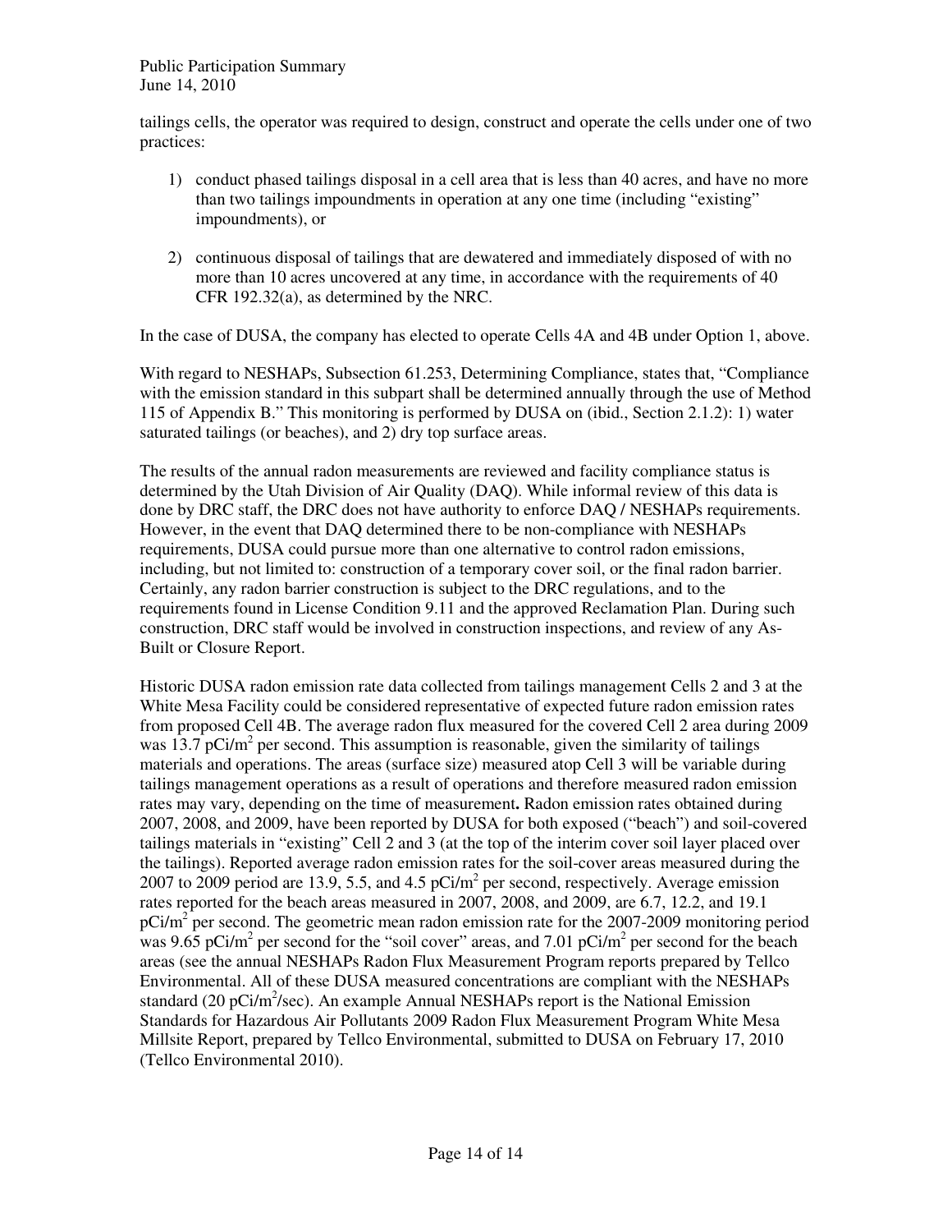tailings cells, the operator was required to design, construct and operate the cells under one of two practices:

1) conduct phased tailings disposal in a cell area that is less than 40 acres, and have no more than two tailings impoundments in operation at any one time (including "existing" impoundments), or

2) continuous disposal of tailings that are dewatered and immediately disposed of with no more than 10 acres uncovered at any time, in accordance with the requirements of 40 CFR 192.32(a), as determined by the NRC.

In the case of DUSA, the company has elected to operate Cells 4A and 4B under Option 1, above.

With regard to NESHAPs, Subsection 61.253, Determining Compliance, states that, "Compliance with the emission standard in this subpart shall be determined annually through the use of Method 115 of Appendix B." This monitoring is performed by DUSA on (ibid., Section 2.1.2): 1) water saturated tailings (or beaches), and 2) dry top surface areas.

The results of the annual radon measurements are reviewed and facility compliance status is determined by the Utah Division of Air Quality (DAQ). While informal review of this data is done by DRC staff, the DRC does not have authority to enforce DAQ / NESHAPs requirements. However, in the event that DAQ determined there to be non-compliance with NESHAPs requirements, DUSA could pursue more than one alternative to control radon emissions, including, but not limited to: construction of a temporary cover soil, or the final radon barrier. Certainly, any radon barrier construction is subject to the DRC regulations, and to the requirements found in License Condition 9.11 and the approved Reclamation Plan. During such construction, DRC staff would be involved in construction inspections, and review of any As-Built or Closure Report.

Historic DUSA radon emission rate data collected from tailings management Cells 2 and 3 at the White Mesa Facility could be considered representative of expected future radon emission rates from proposed Cell 4B. The average radon flux measured for the covered Cell 2 area during 2009 was 13.7 $pCi/m^2$ per second. This assumption is reasonable, given the similarity of tailings materials and operations. The areas (surface size) measured atop Cell 3 will be variable during tailings management operations as a result of operations and therefore measured radon emission rates may vary, depending on the time of measurement**.** Radon emission rates obtained during 2007, 2008, and 2009, have been reported by DUSA for both exposed ("beach") and soil-covered tailings materials in "existing" Cell 2 and 3 (at the top of the interim cover soil layer placed over the tailings). Reported average radon emission rates for the soil-cover areas measured during the 2007 to 2009 period are 13.9, 5.5, and 4.5 $pCi/m^2$ per second, respectively. Average emission rates reported for the beach areas measured in 2007, 2008, and 2009, are 6.7, 12.2, and 19.1 $pCi/m^2$ per second. The geometric mean radon emission rate for the 2007-2009 monitoring period was 9.65 $pCi/m^2$ per second for the "soil cover" areas, and 7.01 $pCi/m^2$ per second for the beach areas (see the annual NESHAPs Radon Flux Measurement Program reports prepared by Tellco Environmental. All of these DUSA measured concentrations are compliant with the NESHAPs standard (20 $pCi/m^2/sec$). An example Annual NESHAPs report is the National Emission Standards for Hazardous Air Pollutants 2009 Radon Flux Measurement Program White Mesa Millsite Report, prepared by Tellco Environmental, submitted to DUSA on February 17, 2010 (Tellco Environmental 2010).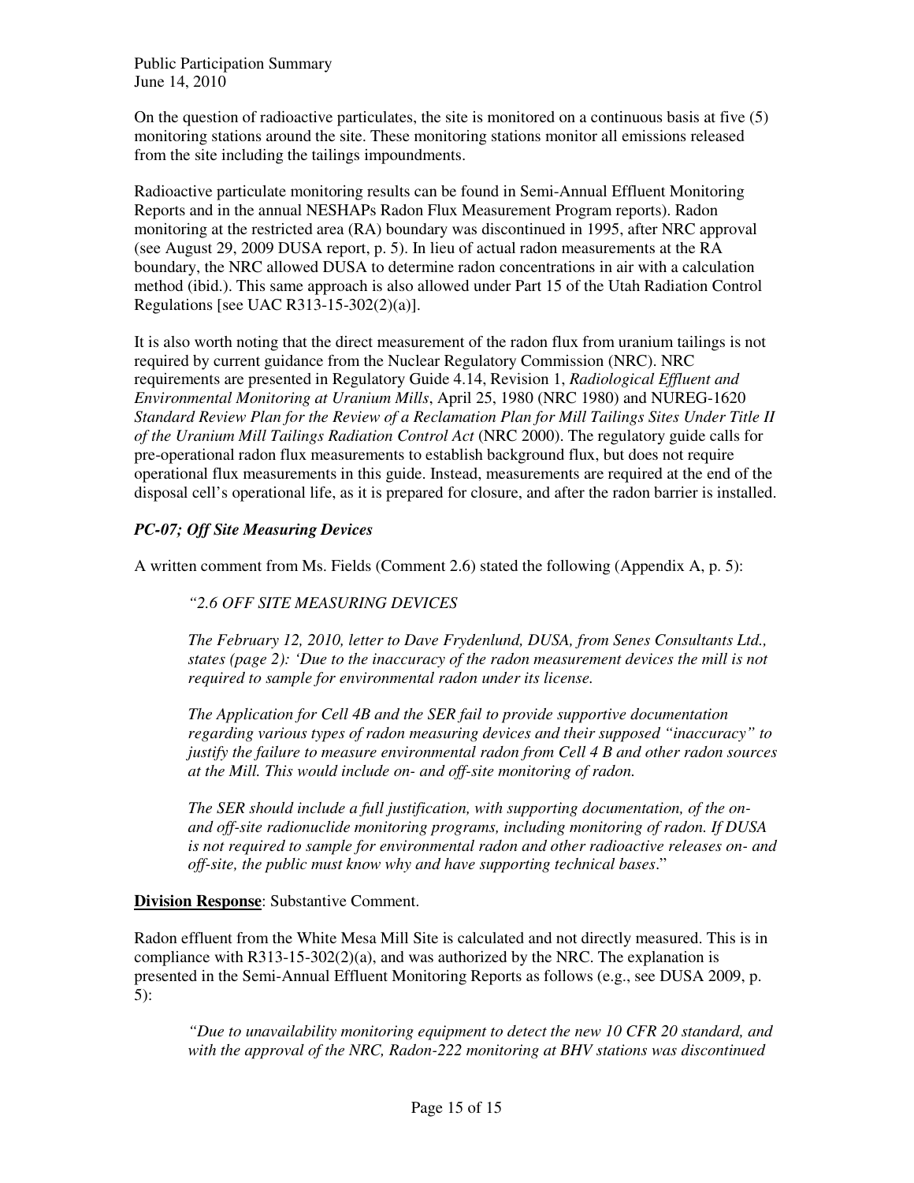On the question of radioactive particulates, the site is monitored on a continuous basis at five (5) monitoring stations around the site. These monitoring stations monitor all emissions released from the site including the tailings impoundments.

Radioactive particulate monitoring results can be found in Semi-Annual Effluent Monitoring Reports and in the annual NESHAPs Radon Flux Measurement Program reports). Radon monitoring at the restricted area (RA) boundary was discontinued in 1995, after NRC approval (see August 29, 2009 DUSA report, p. 5). In lieu of actual radon measurements at the RA boundary, the NRC allowed DUSA to determine radon concentrations in air with a calculation method (ibid.). This same approach is also allowed under Part 15 of the Utah Radiation Control Regulations [see UAC R313-15-302(2)(a)].

It is also worth noting that the direct measurement of the radon flux from uranium tailings is not required by current guidance from the Nuclear Regulatory Commission (NRC). NRC requirements are presented in Regulatory Guide 4.14, Revision 1, *Radiological Effluent and Environmental Monitoring at Uranium Mills*, April 25, 1980 (NRC 1980) and NUREG-1620 *Standard Review Plan for the Review of a Reclamation Plan for Mill Tailings Sites Under Title II of the Uranium Mill Tailings Radiation Control Act* (NRC 2000). The regulatory guide calls for pre-operational radon flux measurements to establish background flux, but does not require operational flux measurements in this guide. Instead, measurements are required at the end of the disposal cell's operational life, as it is prepared for closure, and after the radon barrier is installed.

### *PC-07; Off Site Measuring Devices*

A written comment from Ms. Fields (Comment 2.6) stated the following (Appendix A, p. 5):

> *"2.6 OFF SITE MEASURING DEVICES*
>
> *The February 12, 2010, letter to Dave Frydenlund, DUSA, from Senes Consultants Ltd., states (page 2): 'Due to the inaccuracy of the radon measurement devices the mill is not required to sample for environmental radon under its license.*
>
> *The Application for Cell 4B and the SER fail to provide supportive documentation regarding various types of radon measuring devices and their supposed "inaccuracy" to justify the failure to measure environmental radon from Cell 4 B and other radon sources at the Mill. This would include on- and off-site monitoring of radon.*
>
> *The SER should include a full justification, with supporting documentation, of the on- and off-site radionuclide monitoring programs, including monitoring of radon. If DUSA is not required to sample for environmental radon and other radioactive releases on- and off-site, the public must know why and have supporting technical bases*."

**Division Response**: Substantive Comment.

Radon effluent from the White Mesa Mill Site is calculated and not directly measured. This is in compliance with R313-15-302(2)(a), and was authorized by the NRC. The explanation is presented in the Semi-Annual Effluent Monitoring Reports as follows (e.g., see DUSA 2009, p. 5):

> *"Due to unavailability monitoring equipment to detect the new 10 CFR 20 standard, and with the approval of the NRC, Radon-222 monitoring at BHV stations was discontinued*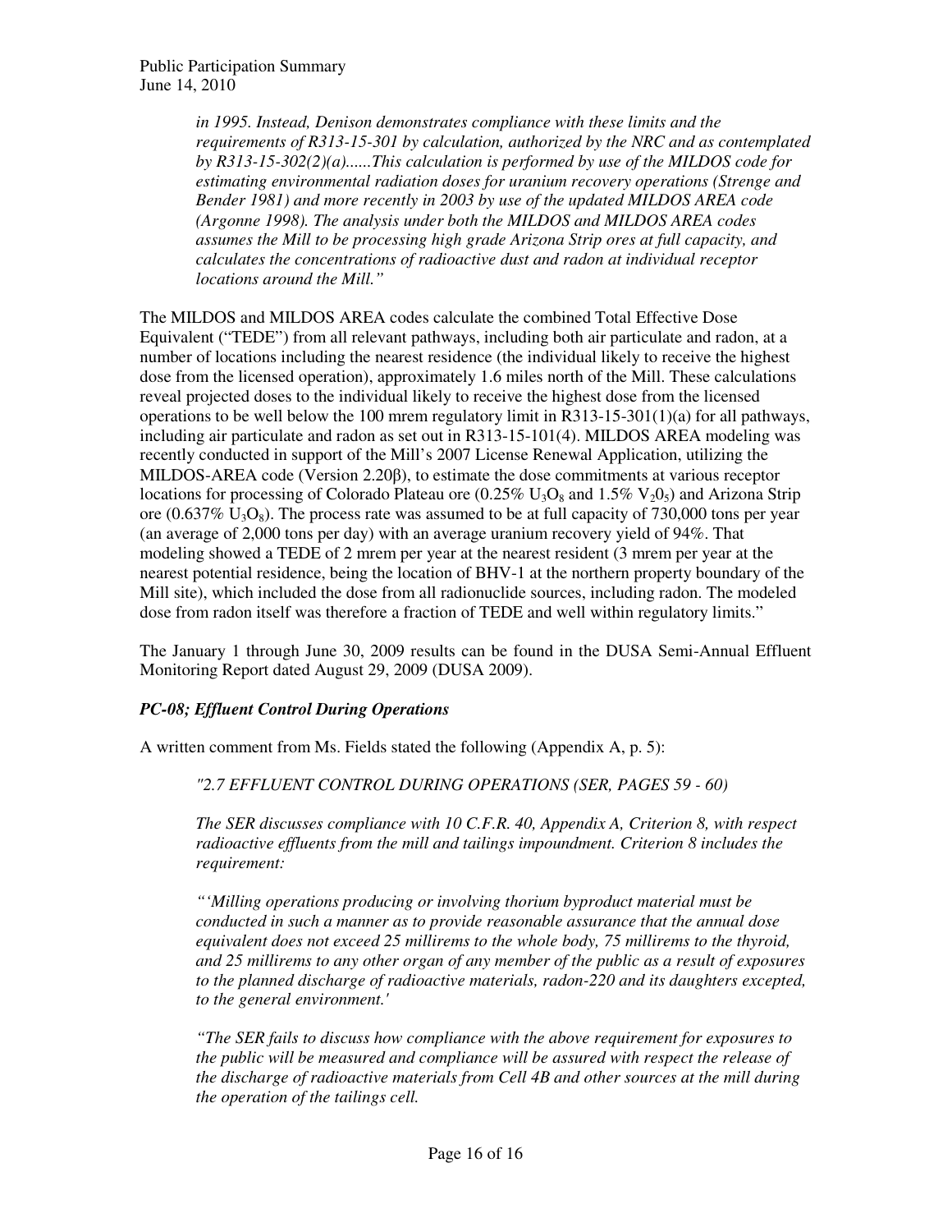*in 1995. Instead, Denison demonstrates compliance with these limits and the requirements of R313-15-301 by calculation, authorized by the NRC and as contemplated by R313-15-302(2)(a)......This calculation is performed by use of the MILDOS code for estimating environmental radiation doses for uranium recovery operations (Strenge and Bender 1981) and more recently in 2003 by use of the updated MILDOS AREA code (Argonne 1998). The analysis under both the MILDOS and MILDOS AREA codes assumes the Mill to be processing high grade Arizona Strip ores at full capacity, and calculates the concentrations of radioactive dust and radon at individual receptor locations around the Mill."*

The MILDOS and MILDOS AREA codes calculate the combined Total Effective Dose Equivalent ("TEDE") from all relevant pathways, including both air particulate and radon, at a number of locations including the nearest residence (the individual likely to receive the highest dose from the licensed operation), approximately 1.6 miles north of the Mill. These calculations reveal projected doses to the individual likely to receive the highest dose from the licensed operations to be well below the 100 mrem regulatory limit in R313-15-301(1)(a) for all pathways, including air particulate and radon as set out in R313-15-101(4). MILDOS AREA modeling was recently conducted in support of the Mill's 2007 License Renewal Application, utilizing the MILDOS-AREA code (Version 2.20β), to estimate the dose commitments at various receptor locations for processing of Colorado Plateau ore (0.25% $U_3O_8$ and 1.5% $V_2O_5$) and Arizona Strip ore (0.637% $U_3O_8$). The process rate was assumed to be at full capacity of 730,000 tons per year (an average of 2,000 tons per day) with an average uranium recovery yield of 94%. That modeling showed a TEDE of 2 mrem per year at the nearest resident (3 mrem per year at the nearest potential residence, being the location of BHV-1 at the northern property boundary of the Mill site), which included the dose from all radionuclide sources, including radon. The modeled dose from radon itself was therefore a fraction of TEDE and well within regulatory limits."

The January 1 through June 30, 2009 results can be found in the DUSA Semi-Annual Effluent Monitoring Report dated August 29, 2009 (DUSA 2009).

### *PC-08; Effluent Control During Operations*

A written comment from Ms. Fields stated the following (Appendix A, p. 5):

*"2.7 EFFLUENT CONTROL DURING OPERATIONS (SER, PAGES 59 - 60)*

*The SER discusses compliance with 10 C.F.R. 40, Appendix A, Criterion 8, with respect radioactive effluents from the mill and tailings impoundment. Criterion 8 includes the requirement:*

*"'Milling operations producing or involving thorium byproduct material must be conducted in such a manner as to provide reasonable assurance that the annual dose equivalent does not exceed 25 millirems to the whole body, 75 millirems to the thyroid, and 25 millirems to any other organ of any member of the public as a result of exposures to the planned discharge of radioactive materials, radon-220 and its daughters excepted, to the general environment.'*

*"The SER fails to discuss how compliance with the above requirement for exposures to the public will be measured and compliance will be assured with respect the release of the discharge of radioactive materials from Cell 4B and other sources at the mill during the operation of the tailings cell.*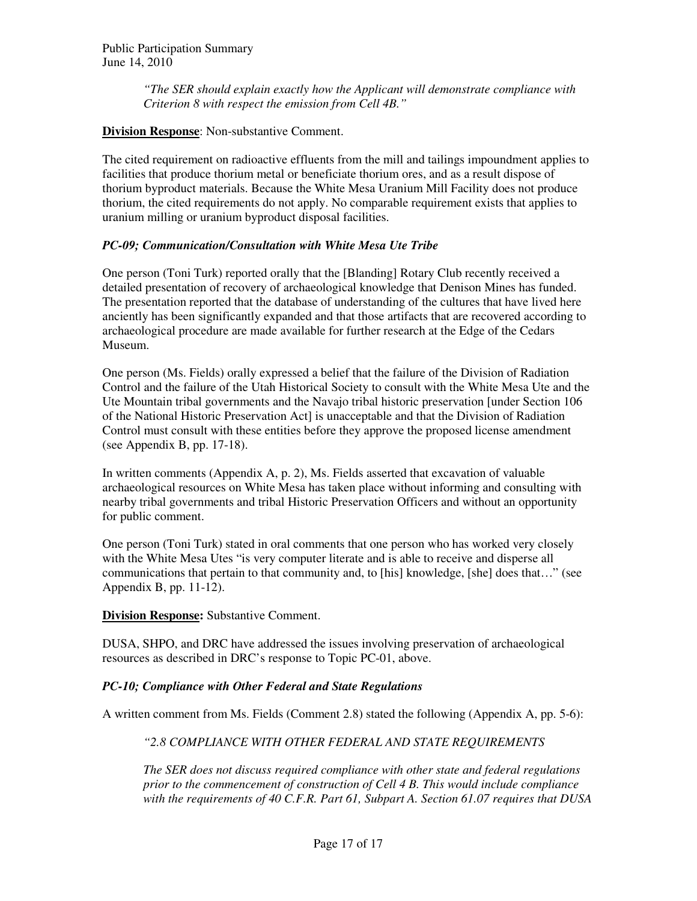*"The SER should explain exactly how the Applicant will demonstrate compliance with Criterion 8 with respect the emission from Cell 4B."*

**Division Response**: Non-substantive Comment.

The cited requirement on radioactive effluents from the mill and tailings impoundment applies to facilities that produce thorium metal or beneficiate thorium ores, and as a result dispose of thorium byproduct materials. Because the White Mesa Uranium Mill Facility does not produce thorium, the cited requirements do not apply. No comparable requirement exists that applies to uranium milling or uranium byproduct disposal facilities.

### *PC-09; Communication/Consultation with White Mesa Ute Tribe*

One person (Toni Turk) reported orally that the [Blanding] Rotary Club recently received a detailed presentation of recovery of archaeological knowledge that Denison Mines has funded. The presentation reported that the database of understanding of the cultures that have lived here anciently has been significantly expanded and that those artifacts that are recovered according to archaeological procedure are made available for further research at the Edge of the Cedars Museum.

One person (Ms. Fields) orally expressed a belief that the failure of the Division of Radiation Control and the failure of the Utah Historical Society to consult with the White Mesa Ute and the Ute Mountain tribal governments and the Navajo tribal historic preservation [under Section 106 of the National Historic Preservation Act] is unacceptable and that the Division of Radiation Control must consult with these entities before they approve the proposed license amendment (see Appendix B, pp. 17-18).

In written comments (Appendix A, p. 2), Ms. Fields asserted that excavation of valuable archaeological resources on White Mesa has taken place without informing and consulting with nearby tribal governments and tribal Historic Preservation Officers and without an opportunity for public comment.

One person (Toni Turk) stated in oral comments that one person who has worked very closely with the White Mesa Utes "is very computer literate and is able to receive and disperse all communications that pertain to that community and, to [his] knowledge, [she] does that…" (see Appendix B, pp. 11-12).

**Division Response:** Substantive Comment.

DUSA, SHPO, and DRC have addressed the issues involving preservation of archaeological resources as described in DRC's response to Topic PC-01, above.

### *PC-10; Compliance with Other Federal and State Regulations*

A written comment from Ms. Fields (Comment 2.8) stated the following (Appendix A, pp. 5-6):

*"2.8 COMPLIANCE WITH OTHER FEDERAL AND STATE REQUIREMENTS*

*The SER does not discuss required compliance with other state and federal regulations prior to the commencement of construction of Cell 4 B. This would include compliance with the requirements of 40 C.F.R. Part 61, Subpart A. Section 61.07 requires that DUSA*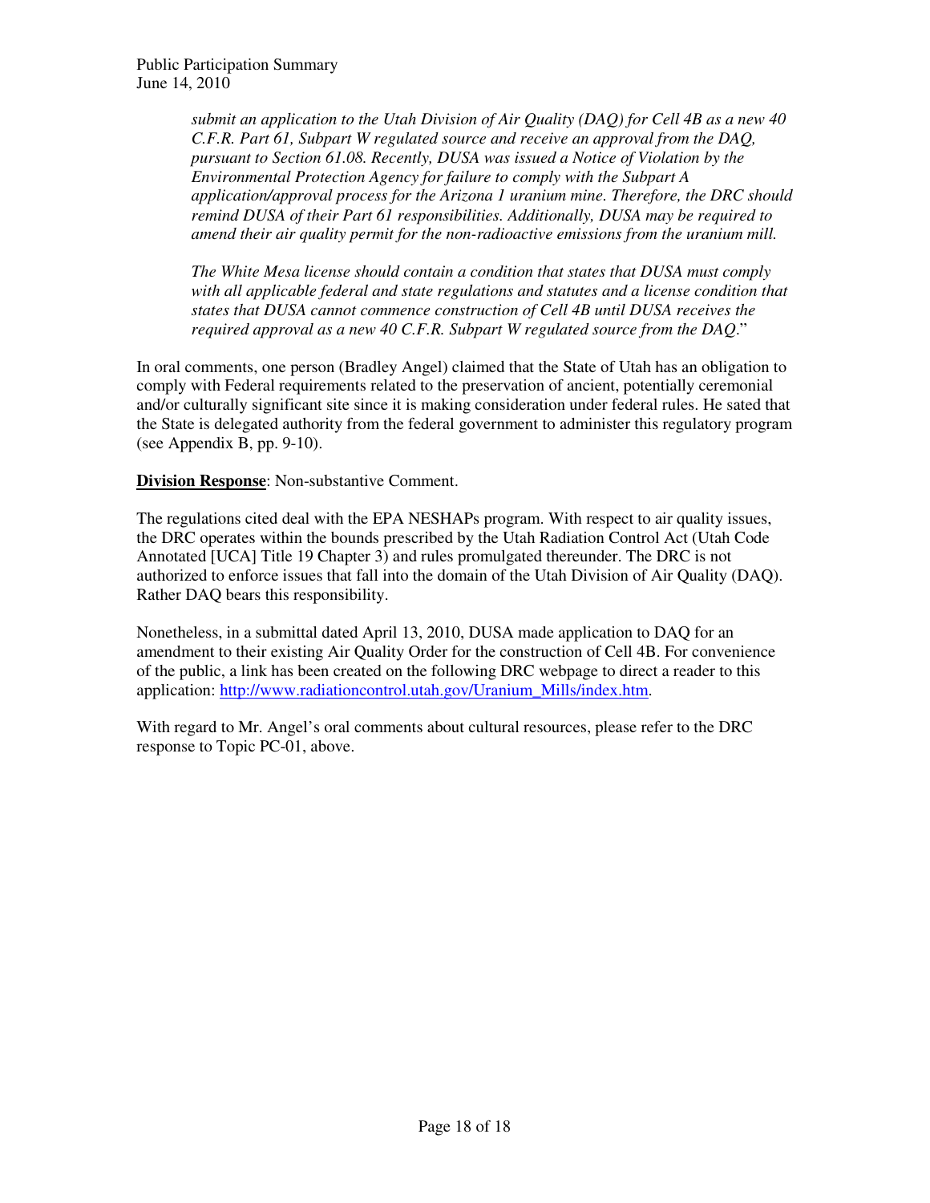> *submit an application to the Utah Division of Air Quality (DAQ) for Cell 4B as a new 40 C.F.R. Part 61, Subpart W regulated source and receive an approval from the DAQ, pursuant to Section 61.08. Recently, DUSA was issued a Notice of Violation by the Environmental Protection Agency for failure to comply with the Subpart A application/approval process for the Arizona 1 uranium mine. Therefore, the DRC should remind DUSA of their Part 61 responsibilities. Additionally, DUSA may be required to amend their air quality permit for the non-radioactive emissions from the uranium mill.*
>
> *The White Mesa license should contain a condition that states that DUSA must comply with all applicable federal and state regulations and statutes and a license condition that states that DUSA cannot commence construction of Cell 4B until DUSA receives the required approval as a new 40 C.F.R. Subpart W regulated source from the DAQ*."

In oral comments, one person (Bradley Angel) claimed that the State of Utah has an obligation to comply with Federal requirements related to the preservation of ancient, potentially ceremonial and/or culturally significant site since it is making consideration under federal rules. He sated that the State is delegated authority from the federal government to administer this regulatory program (see Appendix B, pp. 9-10).

**Division Response**: Non-substantive Comment.

The regulations cited deal with the EPA NESHAPs program. With respect to air quality issues, the DRC operates within the bounds prescribed by the Utah Radiation Control Act (Utah Code Annotated [UCA] Title 19 Chapter 3) and rules promulgated thereunder. The DRC is not authorized to enforce issues that fall into the domain of the Utah Division of Air Quality (DAQ). Rather DAQ bears this responsibility.

Nonetheless, in a submittal dated April 13, 2010, DUSA made application to DAQ for an amendment to their existing Air Quality Order for the construction of Cell 4B. For convenience of the public, a link has been created on the following DRC webpage to direct a reader to this application: http://www.radiationcontrol.utah.gov/Uranium_Mills/index.htm.

With regard to Mr. Angel's oral comments about cultural resources, please refer to the DRC response to Topic PC-01, above.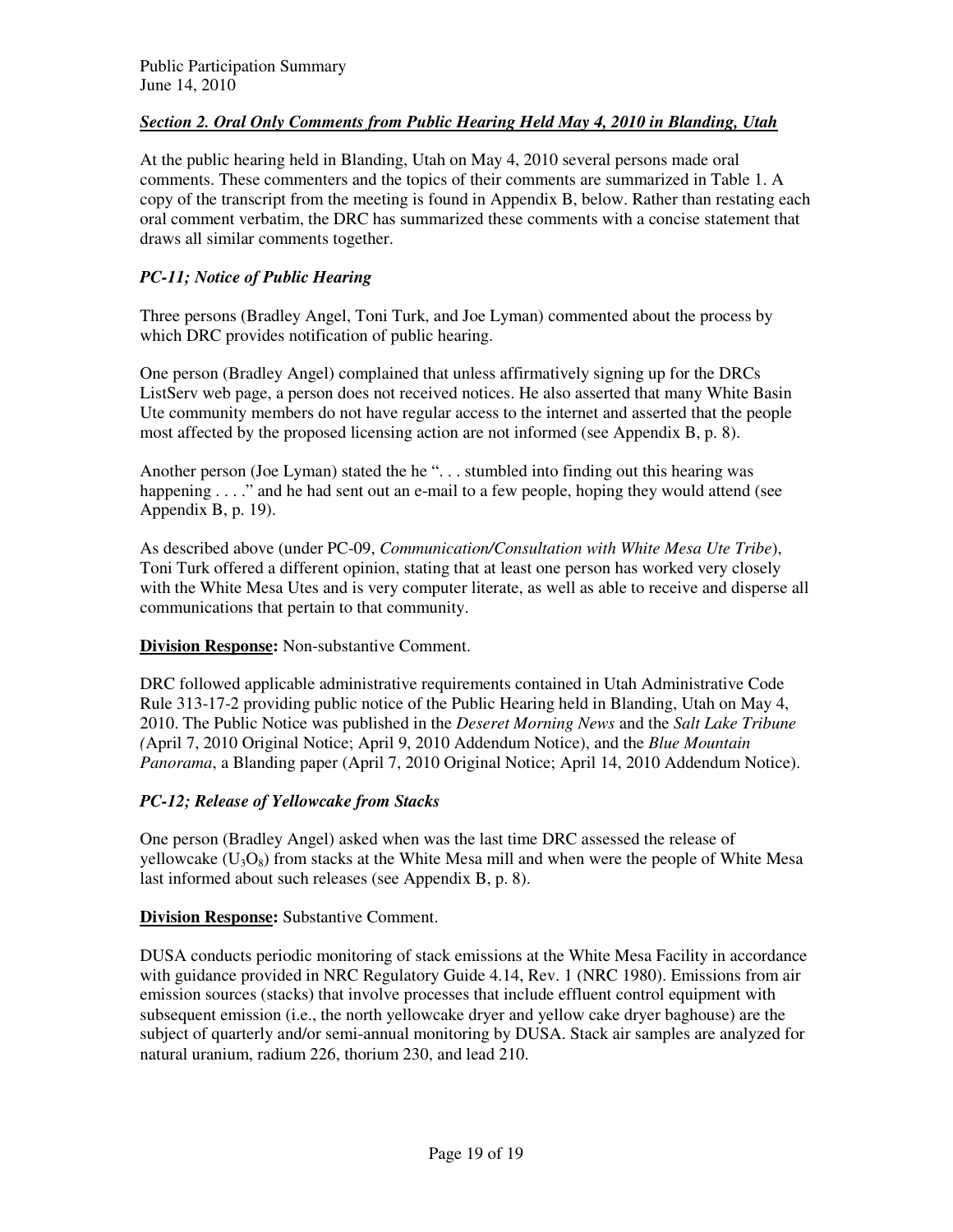## *Section 2. Oral Only Comments from Public Hearing Held May 4, 2010 in Blanding, Utah*

At the public hearing held in Blanding, Utah on May 4, 2010 several persons made oral comments. These commenters and the topics of their comments are summarized in Table 1. A copy of the transcript from the meeting is found in Appendix B, below. Rather than restating each oral comment verbatim, the DRC has summarized these comments with a concise statement that draws all similar comments together.

### *PC-11; Notice of Public Hearing*

Three persons (Bradley Angel, Toni Turk, and Joe Lyman) commented about the process by which DRC provides notification of public hearing.

One person (Bradley Angel) complained that unless affirmatively signing up for the DRCs ListServ web page, a person does not received notices. He also asserted that many White Basin Ute community members do not have regular access to the internet and asserted that the people most affected by the proposed licensing action are not informed (see Appendix B, p. 8).

Another person (Joe Lyman) stated the he ". . . stumbled into finding out this hearing was happening . . . ." and he had sent out an e-mail to a few people, hoping they would attend (see Appendix B, p. 19).

As described above (under PC-09, *Communication/Consultation with White Mesa Ute Tribe*), Toni Turk offered a different opinion, stating that at least one person has worked very closely with the White Mesa Utes and is very computer literate, as well as able to receive and disperse all communications that pertain to that community.

**Division Response:** Non-substantive Comment.

DRC followed applicable administrative requirements contained in Utah Administrative Code Rule 313-17-2 providing public notice of the Public Hearing held in Blanding, Utah on May 4, 2010. The Public Notice was published in the *Deseret Morning News* and the *Salt Lake Tribune (*April 7, 2010 Original Notice; April 9, 2010 Addendum Notice), and the *Blue Mountain Panorama*, a Blanding paper (April 7, 2010 Original Notice; April 14, 2010 Addendum Notice).

### *PC-12; Release of Yellowcake from Stacks*

One person (Bradley Angel) asked when was the last time DRC assessed the release of yellowcake ($U_3O_8$) from stacks at the White Mesa mill and when were the people of White Mesa last informed about such releases (see Appendix B, p. 8).

**Division Response:** Substantive Comment.

DUSA conducts periodic monitoring of stack emissions at the White Mesa Facility in accordance with guidance provided in NRC Regulatory Guide 4.14, Rev. 1 (NRC 1980). Emissions from air emission sources (stacks) that involve processes that include effluent control equipment with subsequent emission (i.e., the north yellowcake dryer and yellow cake dryer baghouse) are the subject of quarterly and/or semi-annual monitoring by DUSA. Stack air samples are analyzed for natural uranium, radium 226, thorium 230, and lead 210.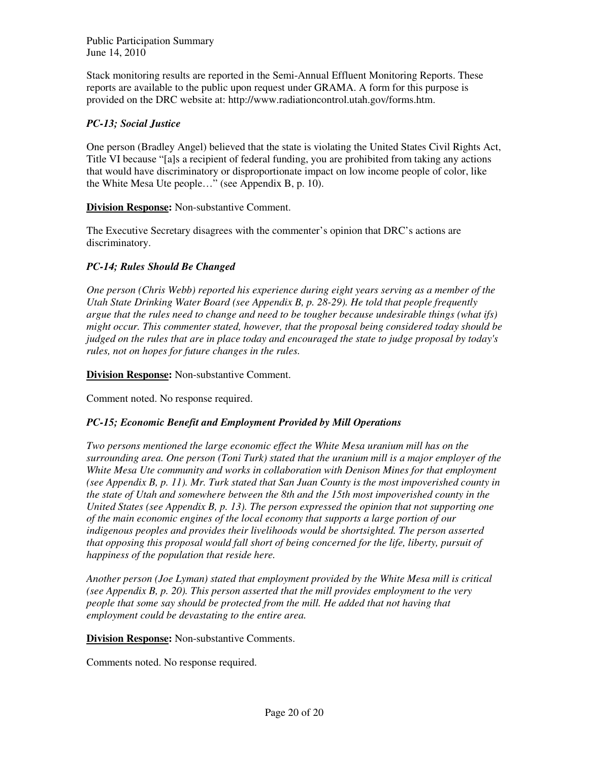Stack monitoring results are reported in the Semi-Annual Effluent Monitoring Reports. These reports are available to the public upon request under GRAMA. A form for this purpose is provided on the DRC website at: http://www.radiationcontrol.utah.gov/forms.htm.

### *PC-13; Social Justice*

One person (Bradley Angel) believed that the state is violating the United States Civil Rights Act, Title VI because "[a]s a recipient of federal funding, you are prohibited from taking any actions that would have discriminatory or disproportionate impact on low income people of color, like the White Mesa Ute people…" (see Appendix B, p. 10).

**Division Response:** Non-substantive Comment.

The Executive Secretary disagrees with the commenter's opinion that DRC's actions are discriminatory.

### *PC-14; Rules Should Be Changed*

*One person (Chris Webb) reported his experience during eight years serving as a member of the Utah State Drinking Water Board (see Appendix B, p. 28-29). He told that people frequently argue that the rules need to change and need to be tougher because undesirable things (what ifs) might occur. This commenter stated, however, that the proposal being considered today should be judged on the rules that are in place today and encouraged the state to judge proposal by today's rules, not on hopes for future changes in the rules.*

**Division Response:** Non-substantive Comment.

Comment noted. No response required.

### *PC-15; Economic Benefit and Employment Provided by Mill Operations*

*Two persons mentioned the large economic effect the White Mesa uranium mill has on the surrounding area. One person (Toni Turk) stated that the uranium mill is a major employer of the White Mesa Ute community and works in collaboration with Denison Mines for that employment (see Appendix B, p. 11). Mr. Turk stated that San Juan County is the most impoverished county in the state of Utah and somewhere between the 8th and the 15th most impoverished county in the United States (see Appendix B, p. 13). The person expressed the opinion that not supporting one of the main economic engines of the local economy that supports a large portion of our indigenous peoples and provides their livelihoods would be shortsighted. The person asserted that opposing this proposal would fall short of being concerned for the life, liberty, pursuit of happiness of the population that reside here.*

*Another person (Joe Lyman) stated that employment provided by the White Mesa mill is critical (see Appendix B, p. 20). This person asserted that the mill provides employment to the very people that some say should be protected from the mill. He added that not having that employment could be devastating to the entire area.*

**Division Response:** Non-substantive Comments.

Comments noted. No response required.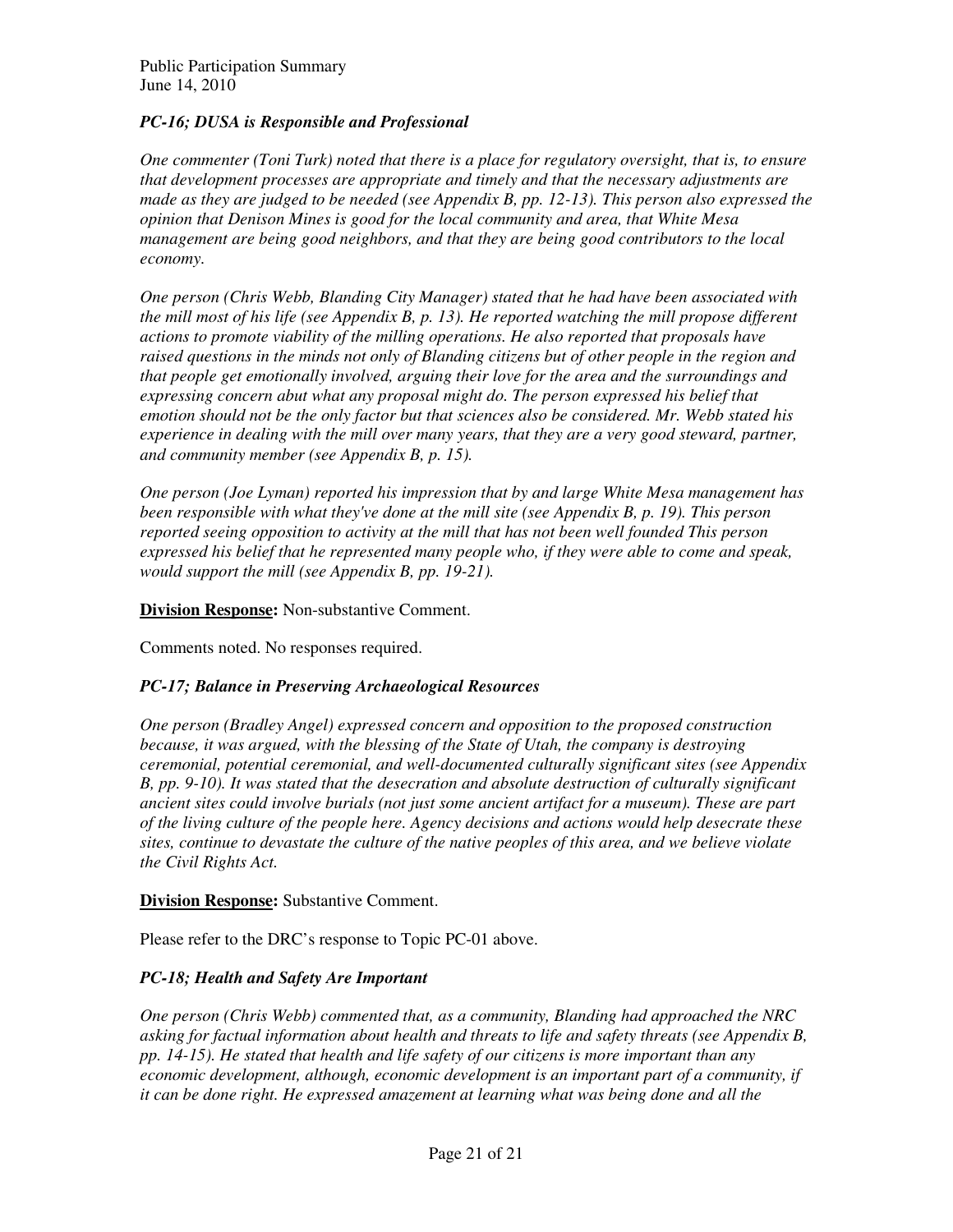### *PC-16; DUSA is Responsible and Professional*

*One commenter (Toni Turk) noted that there is a place for regulatory oversight, that is, to ensure that development processes are appropriate and timely and that the necessary adjustments are made as they are judged to be needed (see Appendix B, pp. 12-13). This person also expressed the opinion that Denison Mines is good for the local community and area, that White Mesa management are being good neighbors, and that they are being good contributors to the local economy.*

*One person (Chris Webb, Blanding City Manager) stated that he had have been associated with the mill most of his life (see Appendix B, p. 13). He reported watching the mill propose different actions to promote viability of the milling operations. He also reported that proposals have raised questions in the minds not only of Blanding citizens but of other people in the region and that people get emotionally involved, arguing their love for the area and the surroundings and expressing concern abut what any proposal might do. The person expressed his belief that emotion should not be the only factor but that sciences also be considered. Mr. Webb stated his experience in dealing with the mill over many years, that they are a very good steward, partner, and community member (see Appendix B, p. 15).*

*One person (Joe Lyman) reported his impression that by and large White Mesa management has been responsible with what they've done at the mill site (see Appendix B, p. 19). This person reported seeing opposition to activity at the mill that has not been well founded This person expressed his belief that he represented many people who, if they were able to come and speak, would support the mill (see Appendix B, pp. 19-21).*

**Division Response:** Non-substantive Comment.

Comments noted. No responses required.

### *PC-17; Balance in Preserving Archaeological Resources*

*One person (Bradley Angel) expressed concern and opposition to the proposed construction because, it was argued, with the blessing of the State of Utah, the company is destroying ceremonial, potential ceremonial, and well-documented culturally significant sites (see Appendix B, pp. 9-10). It was stated that the desecration and absolute destruction of culturally significant ancient sites could involve burials (not just some ancient artifact for a museum). These are part of the living culture of the people here. Agency decisions and actions would help desecrate these sites, continue to devastate the culture of the native peoples of this area, and we believe violate the Civil Rights Act.*

**Division Response:** Substantive Comment.

Please refer to the DRC's response to Topic PC-01 above.

### *PC-18; Health and Safety Are Important*

*One person (Chris Webb) commented that, as a community, Blanding had approached the NRC asking for factual information about health and threats to life and safety threats (see Appendix B, pp. 14-15). He stated that health and life safety of our citizens is more important than any economic development, although, economic development is an important part of a community, if it can be done right. He expressed amazement at learning what was being done and all the*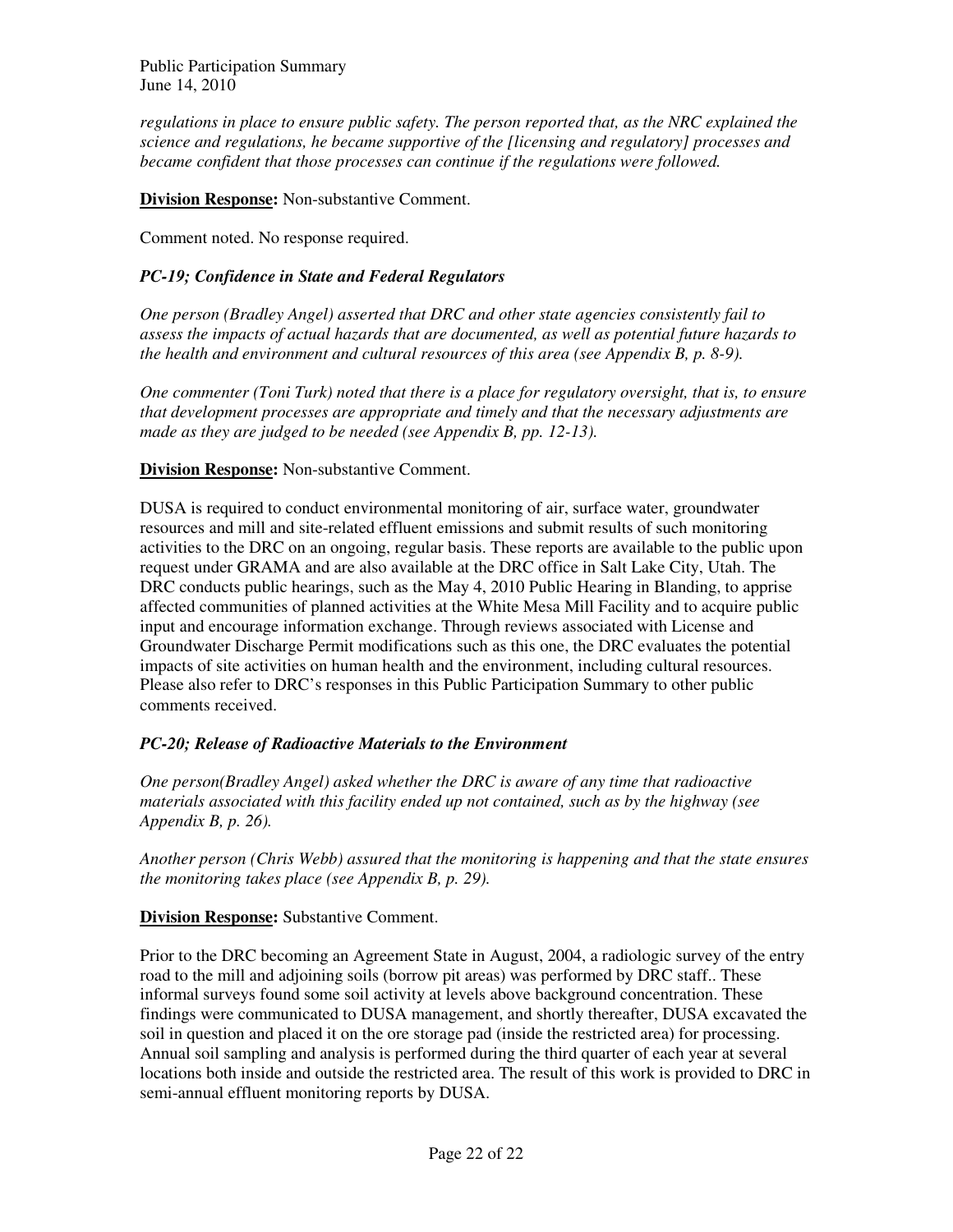*regulations in place to ensure public safety. The person reported that, as the NRC explained the science and regulations, he became supportive of the [licensing and regulatory] processes and became confident that those processes can continue if the regulations were followed.*

**Division Response:** Non-substantive Comment.

Comment noted. No response required.

### *PC-19; Confidence in State and Federal Regulators*

*One person (Bradley Angel) asserted that DRC and other state agencies consistently fail to assess the impacts of actual hazards that are documented, as well as potential future hazards to the health and environment and cultural resources of this area (see Appendix B, p. 8-9).*

*One commenter (Toni Turk) noted that there is a place for regulatory oversight, that is, to ensure that development processes are appropriate and timely and that the necessary adjustments are made as they are judged to be needed (see Appendix B, pp. 12-13).*

**Division Response:** Non-substantive Comment.

DUSA is required to conduct environmental monitoring of air, surface water, groundwater resources and mill and site-related effluent emissions and submit results of such monitoring activities to the DRC on an ongoing, regular basis. These reports are available to the public upon request under GRAMA and are also available at the DRC office in Salt Lake City, Utah. The DRC conducts public hearings, such as the May 4, 2010 Public Hearing in Blanding, to apprise affected communities of planned activities at the White Mesa Mill Facility and to acquire public input and encourage information exchange. Through reviews associated with License and Groundwater Discharge Permit modifications such as this one, the DRC evaluates the potential impacts of site activities on human health and the environment, including cultural resources. Please also refer to DRC's responses in this Public Participation Summary to other public comments received.

### *PC-20; Release of Radioactive Materials to the Environment*

*One person(Bradley Angel) asked whether the DRC is aware of any time that radioactive materials associated with this facility ended up not contained, such as by the highway (see Appendix B, p. 26).*

*Another person (Chris Webb) assured that the monitoring is happening and that the state ensures the monitoring takes place (see Appendix B, p. 29).*

**Division Response:** Substantive Comment.

Prior to the DRC becoming an Agreement State in August, 2004, a radiologic survey of the entry road to the mill and adjoining soils (borrow pit areas) was performed by DRC staff.. These informal surveys found some soil activity at levels above background concentration. These findings were communicated to DUSA management, and shortly thereafter, DUSA excavated the soil in question and placed it on the ore storage pad (inside the restricted area) for processing. Annual soil sampling and analysis is performed during the third quarter of each year at several locations both inside and outside the restricted area. The result of this work is provided to DRC in semi-annual effluent monitoring reports by DUSA.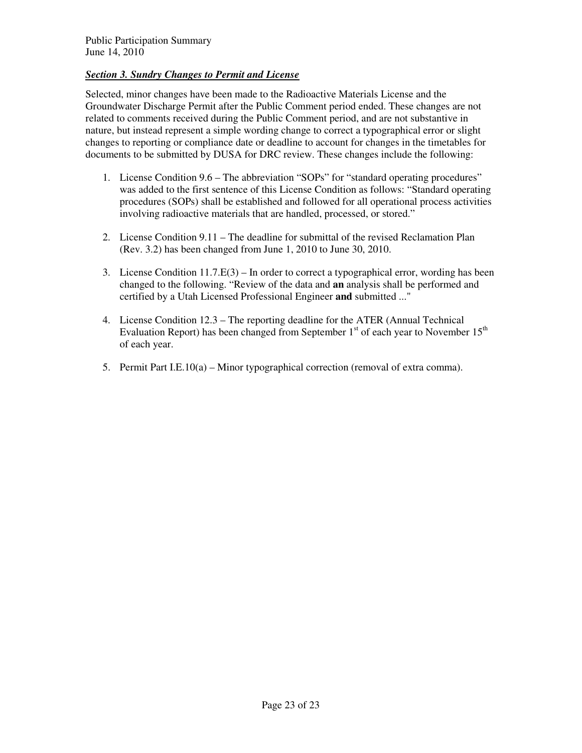***Section 3. Sundry Changes to Permit and License***

Selected, minor changes have been made to the Radioactive Materials License and the Groundwater Discharge Permit after the Public Comment period ended. These changes are not related to comments received during the Public Comment period, and are not substantive in nature, but instead represent a simple wording change to correct a typographical error or slight changes to reporting or compliance date or deadline to account for changes in the timetables for documents to be submitted by DUSA for DRC review. These changes include the following:

1. License Condition 9.6 – The abbreviation "SOPs" for "standard operating procedures" was added to the first sentence of this License Condition as follows: "Standard operating procedures (SOPs) shall be established and followed for all operational process activities involving radioactive materials that are handled, processed, or stored."

2. License Condition 9.11 – The deadline for submittal of the revised Reclamation Plan (Rev. 3.2) has been changed from June 1, 2010 to June 30, 2010.

3. License Condition 11.7.E(3) – In order to correct a typographical error, wording has been changed to the following. "Review of the data and **an** analysis shall be performed and certified by a Utah Licensed Professional Engineer **and** submitted ..."

4. License Condition 12.3 – The reporting deadline for the ATER (Annual Technical Evaluation Report) has been changed from September 1st of each year to November 15th of each year.

5. Permit Part I.E.10(a) – Minor typographical correction (removal of extra comma).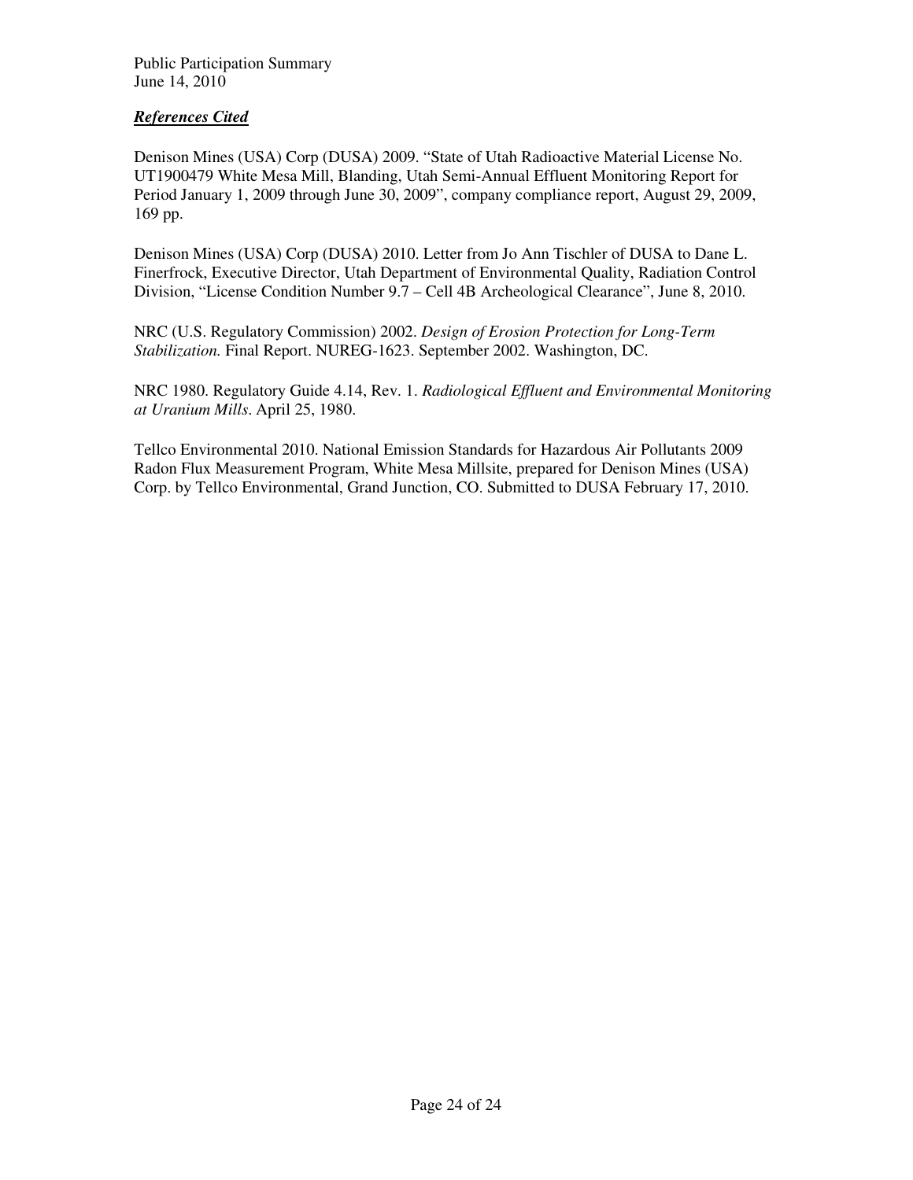***References Cited***

Denison Mines (USA) Corp (DUSA) 2009. "State of Utah Radioactive Material License No. UT1900479 White Mesa Mill, Blanding, Utah Semi-Annual Effluent Monitoring Report for Period January 1, 2009 through June 30, 2009", company compliance report, August 29, 2009, 169 pp.

Denison Mines (USA) Corp (DUSA) 2010. Letter from Jo Ann Tischler of DUSA to Dane L. Finerfrock, Executive Director, Utah Department of Environmental Quality, Radiation Control Division, "License Condition Number 9.7 – Cell 4B Archeological Clearance", June 8, 2010.

NRC (U.S. Regulatory Commission) 2002. *Design of Erosion Protection for Long-Term Stabilization.* Final Report. NUREG-1623. September 2002. Washington, DC.

NRC 1980. Regulatory Guide 4.14, Rev. 1. *Radiological Effluent and Environmental Monitoring at Uranium Mills*. April 25, 1980.

Tellco Environmental 2010. National Emission Standards for Hazardous Air Pollutants 2009 Radon Flux Measurement Program, White Mesa Millsite, prepared for Denison Mines (USA) Corp. by Tellco Environmental, Grand Junction, CO. Submitted to DUSA February 17, 2010.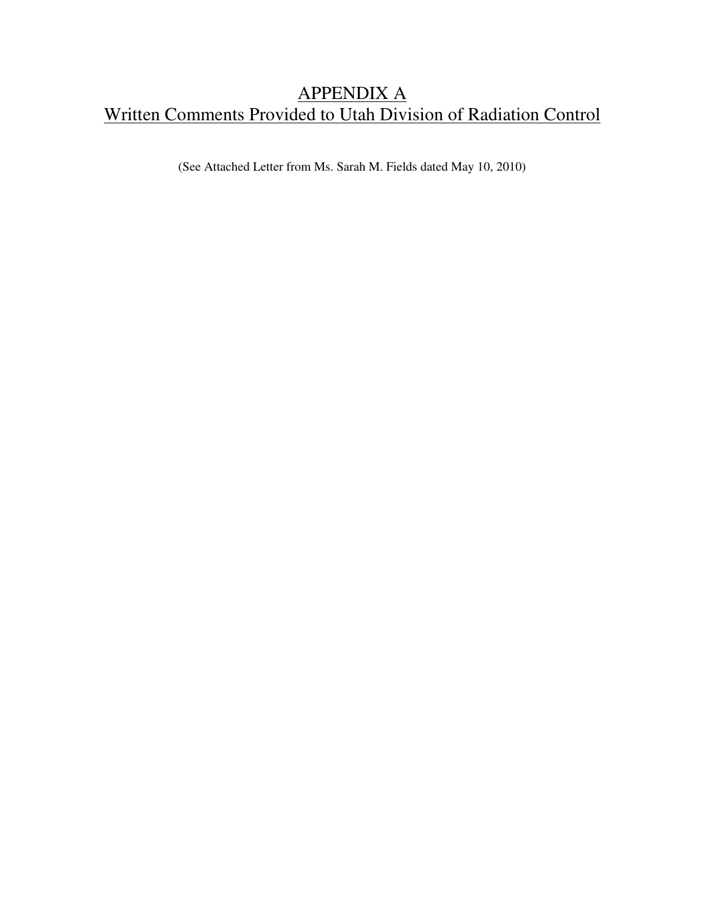# APPENDIX A
# Written Comments Provided to Utah Division of Radiation Control

(See Attached Letter from Ms. Sarah M. Fields dated May 10, 2010)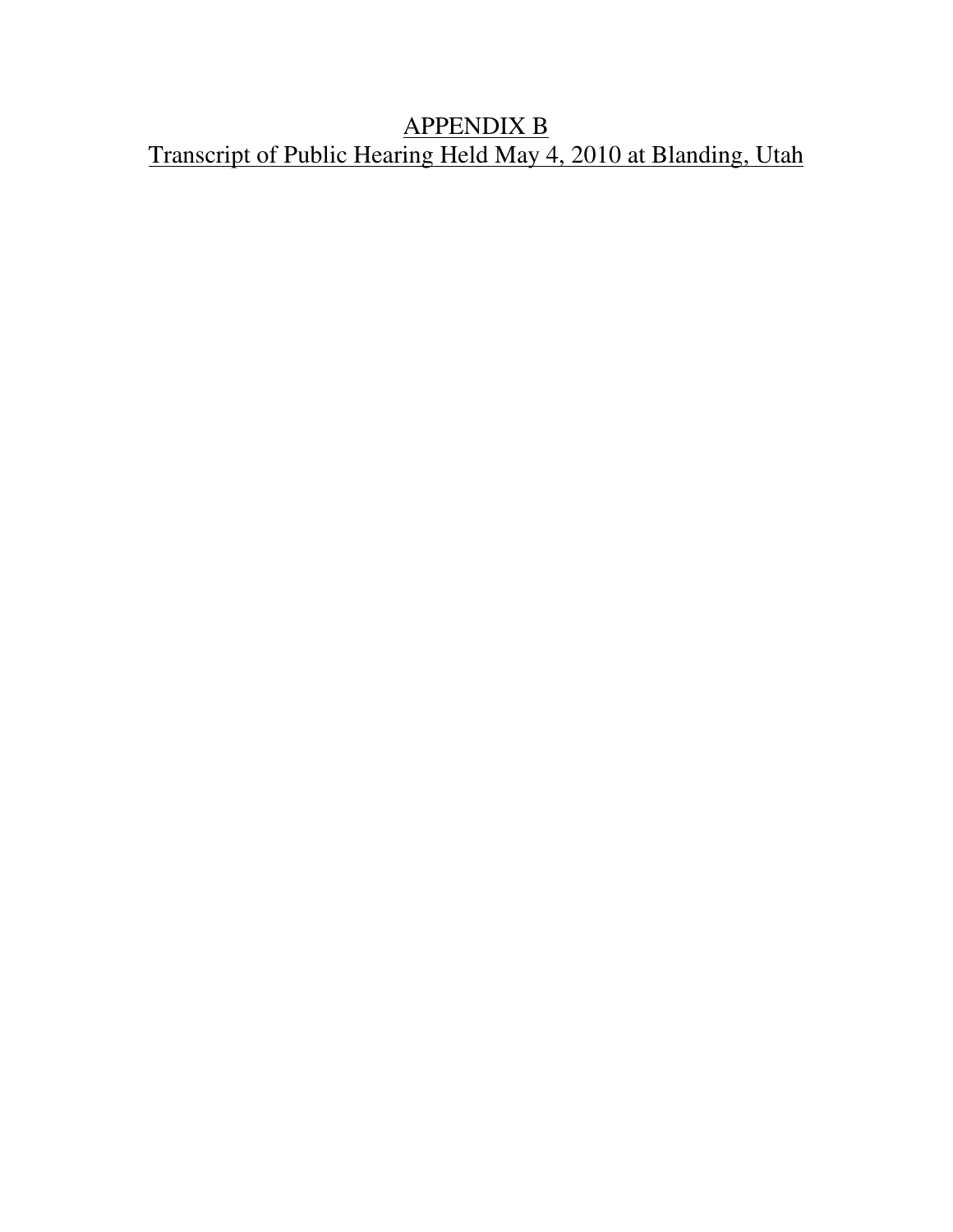# APPENDIX B

## Transcript of Public Hearing Held May 4, 2010 at Blanding, Utah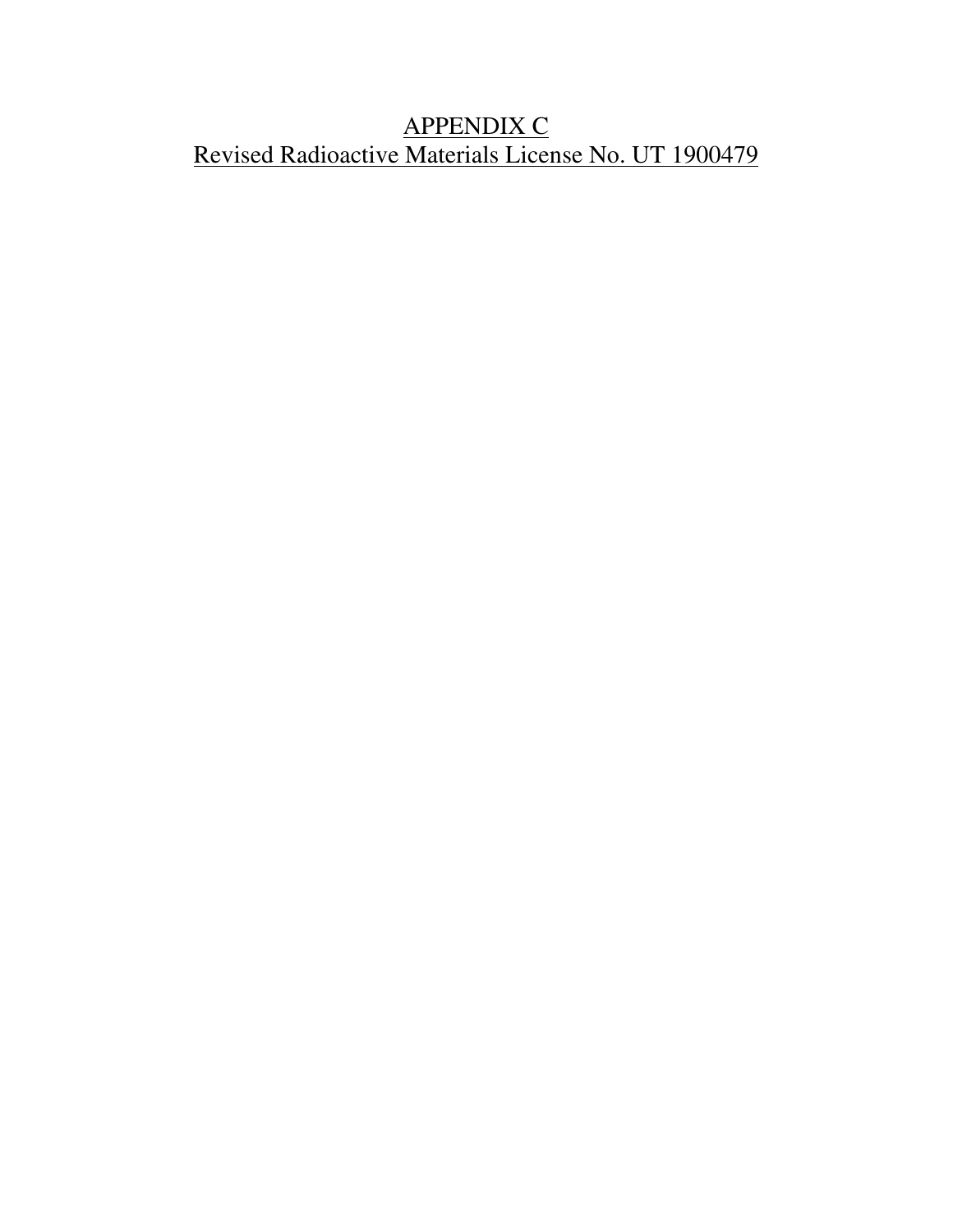# APPENDIX C
## Revised Radioactive Materials License No. UT 1900479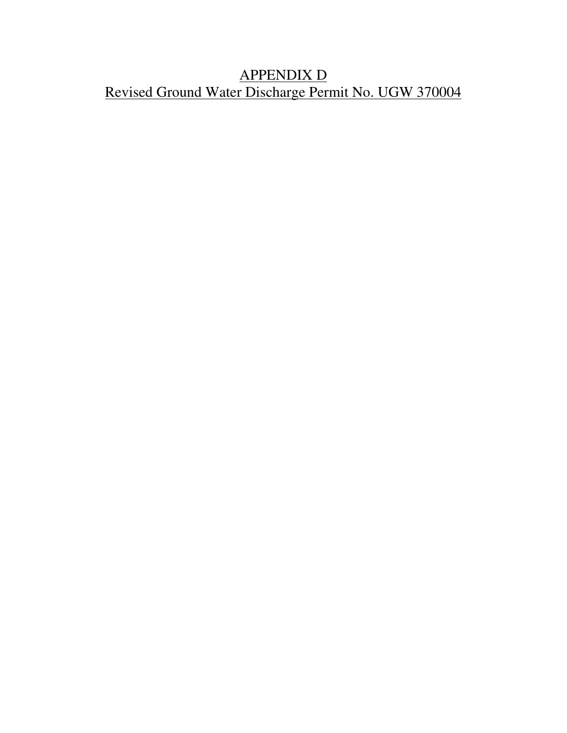# APPENDIX D

## Revised Ground Water Discharge Permit No. UGW 370004